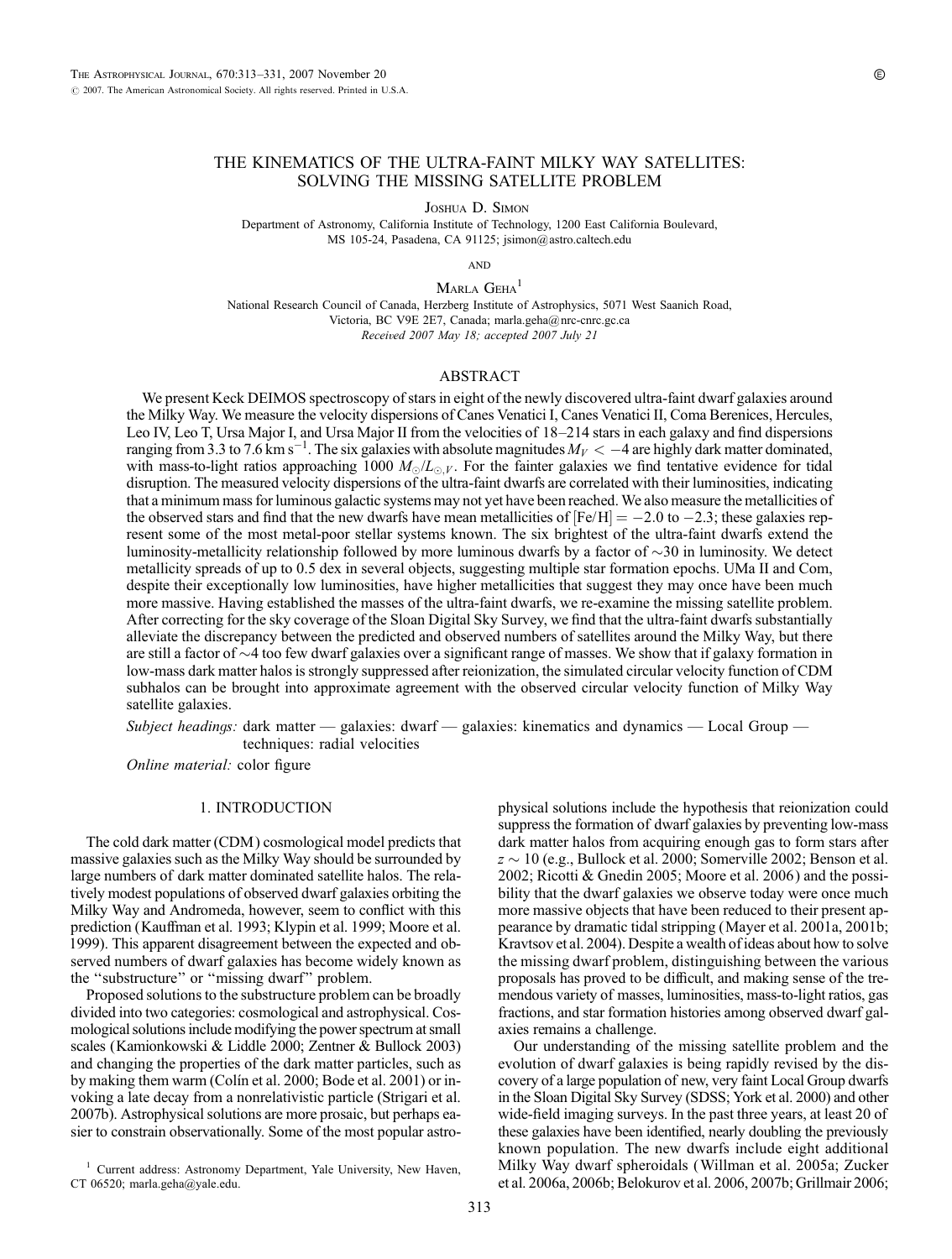# THE KINEMATICS OF THE ULTRA-FAINT MILKY WAY SATELLITES: SOLVING THE MISSING SATELLITE PROBLEM

Joshua D. Simon

Department of Astronomy, California Institute of Technology, 1200 East California Boulevard, MS 105-24, Pasadena, CA 91125; jsimon@astro.caltech.edu

and

Marla Geha[1]

National Research Council of Canada, Herzberg Institute of Astrophysics, 5071 West Saanich Road, Victoria, BC V9E 2E7, Canada; marla.geha@nrc-cnrc.gc.ca

*Received 2007 May 18; accepted 2007 July 21*

## ABSTRACT

We present Keck DEIMOS spectroscopy of stars in eight of the newly discovered ultra-faint dwarf galaxies around the Milky Way. We measure the velocity dispersions of Canes Venatici I, Canes Venatici II, Coma Berenices, Hercules, Leo IV, Leo T, Ursa Major I, and Ursa Major II from the velocities of 18–214 stars in each galaxy and find dispersions ranging from 3.3 to 7.6 km s$^{-1}$. The six galaxies with absolute magnitudes $M_V < -4$ are highly dark matter dominated, with mass-to-light ratios approaching 1000 $M_\odot/L_{\odot,V}$. For the fainter galaxies we find tentative evidence for tidal disruption. The measured velocity dispersions of the ultra-faint dwarfs are correlated with their luminosities, indicating that a minimum mass for luminous galactic systems may not yet have been reached. We also measure the metallicities of the observed stars and find that the new dwarfs have mean metallicities of [Fe/H] = −2.0 to −2.3; these galaxies represent some of the most metal-poor stellar systems known. The six brightest of the ultra-faint dwarfs extend the luminosity-metallicity relationship followed by more luminous dwarfs by a factor of ~30 in luminosity. We detect metallicity spreads of up to 0.5 dex in several objects, suggesting multiple star formation epochs. UMa II and Com, despite their exceptionally low luminosities, have higher metallicities that suggest they may once have been much more massive. Having established the masses of the ultra-faint dwarfs, we re-examine the missing satellite problem. After correcting for the sky coverage of the Sloan Digital Sky Survey, we find that the ultra-faint dwarfs substantially alleviate the discrepancy between the predicted and observed numbers of satellites around the Milky Way, but there are still a factor of ~4 too few dwarf galaxies over a significant range of masses. We show that if galaxy formation in low-mass dark matter halos is strongly suppressed after reionization, the simulated circular velocity function of CDM subhalos can be brought into approximate agreement with the observed circular velocity function of Milky Way satellite galaxies.

*Subject headings:* dark matter — galaxies: dwarf — galaxies: kinematics and dynamics — Local Group — techniques: radial velocities

*Online material:* color figure

## 1. INTRODUCTION

The cold dark matter (CDM) cosmological model predicts that massive galaxies such as the Milky Way should be surrounded by large numbers of dark matter dominated satellite halos. The relatively modest populations of observed dwarf galaxies orbiting the Milky Way and Andromeda, however, seem to conflict with this prediction (Kauffman et al. 1993; Klypin et al. 1999; Moore et al. 1999). This apparent disagreement between the expected and observed numbers of dwarf galaxies has become widely known as the "substructure" or "missing dwarf" problem.

Proposed solutions to the substructure problem can be broadly divided into two categories: cosmological and astrophysical. Cosmological solutions include modifying the power spectrum at small scales (Kamionkowski & Liddle 2000; Zentner & Bullock 2003) and changing the properties of the dark matter particles, such as by making them warm (Colín et al. 2000; Bode et al. 2001) or invoking a late decay from a nonrelativistic particle (Strigari et al. 2007b). Astrophysical solutions are more prosaic, but perhaps easier to constrain observationally. Some of the most popular astrophysical solutions include the hypothesis that reionization could suppress the formation of dwarf galaxies by preventing low-mass dark matter halos from acquiring enough gas to form stars after $z \sim 10$ (e.g., Bullock et al. 2000; Somerville 2002; Benson et al. 2002; Ricotti & Gnedin 2005; Moore et al. 2006) and the possibility that the dwarf galaxies we observe today were once much more massive objects that have been reduced to their present appearance by dramatic tidal stripping (Mayer et al. 2001a, 2001b; Kravtsov et al. 2004). Despite a wealth of ideas about how to solve the missing dwarf problem, distinguishing between the various proposals has proved to be difficult, and making sense of the tremendous variety of masses, luminosities, mass-to-light ratios, gas fractions, and star formation histories among observed dwarf galaxies remains a challenge.

Our understanding of the missing satellite problem and the evolution of dwarf galaxies is being rapidly revised by the discovery of a large population of new, very faint Local Group dwarfs in the Sloan Digital Sky Survey (SDSS; York et al. 2000) and other wide-field imaging surveys. In the past three years, at least 20 of these galaxies have been identified, nearly doubling the previously known population. The new dwarfs include eight additional Milky Way dwarf spheroidals (Willman et al. 2005a; Zucker et al. 2006a, 2006b; Belokurov et al. 2006, 2007b; Grillmair 2006;

[1] Current address: Astronomy Department, Yale University, New Haven, CT 06520; marla.geha@yale.edu.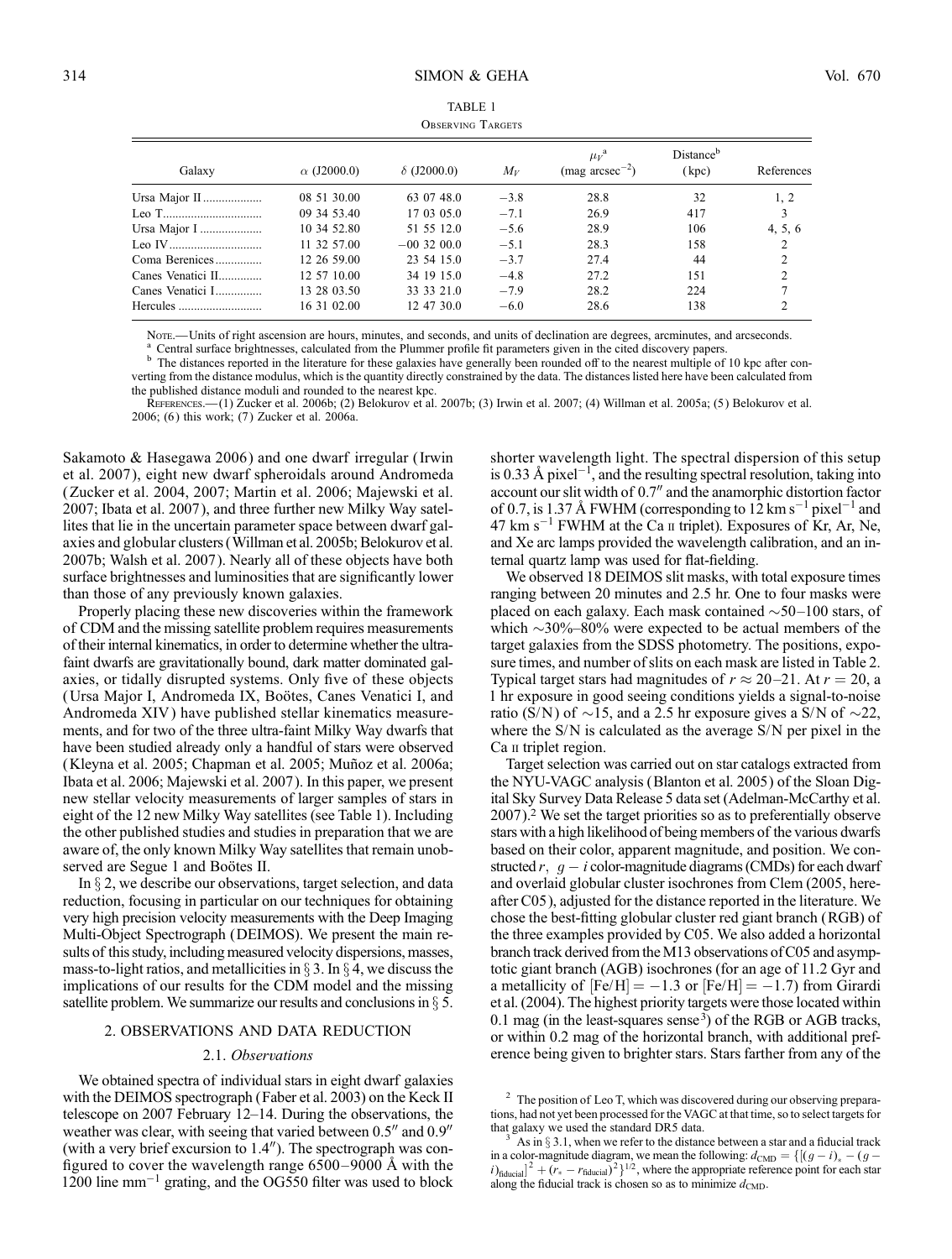TABLE 1

Observing Targets

| Galaxy | $\alpha$ (J2000.0) | $\delta$ (J2000.0) | $M_V$ | $\mu_V$[a] (mag arcsec$^{-2}$) | Distance[b] (kpc) | References |
|---|---|---|---|---|---|---|
| Ursa Major II | 08 51 30.00 | 63 07 48.0 | −3.8 | 28.8 | 32 | 1, 2 |
| Leo T | 09 34 53.40 | 17 03 05.0 | −7.1 | 26.9 | 417 | 3 |
| Ursa Major I | 10 34 52.80 | 51 55 12.0 | −5.6 | 28.9 | 106 | 4, 5, 6 |
| Leo IV | 11 32 57.00 | −00 32 00.0 | −5.1 | 28.3 | 158 | 2 |
| Coma Berenices | 12 26 59.00 | 23 54 15.0 | −3.7 | 27.4 | 44 | 2 |
| Canes Venatici II | 12 57 10.00 | 34 19 15.0 | −4.8 | 27.2 | 151 | 2 |
| Canes Venatici I | 13 28 03.50 | 33 33 21.0 | −7.9 | 28.2 | 224 | 7 |
| Hercules | 16 31 02.00 | 12 47 30.0 | −6.0 | 28.6 | 138 | 2 |

Note.—Units of right ascension are hours, minutes, and seconds, and units of declination are degrees, arcminutes, and arcseconds.

[a] Central surface brightnesses, calculated from the Plummer profile fit parameters given in the cited discovery papers.

[b] The distances reported in the literature for these galaxies have generally been rounded off to the nearest multiple of 10 kpc after converting from the distance modulus, which is the quantity directly constrained by the data. The distances listed here have been calculated from the published distance moduli and rounded to the nearest kpc.

References.—(1) Zucker et al. 2006b; (2) Belokurov et al. 2007b; (3) Irwin et al. 2007; (4) Willman et al. 2005a; (5) Belokurov et al. 2006; (6) this work; (7) Zucker et al. 2006a.

Sakamoto & Hasegawa 2006) and one dwarf irregular (Irwin et al. 2007), eight new dwarf spheroidals around Andromeda (Zucker et al. 2004, 2007; Martin et al. 2006; Majewski et al. 2007; Ibata et al. 2007), and three further new Milky Way satellites that lie in the uncertain parameter space between dwarf galaxies and globular clusters (Willman et al. 2005b; Belokurov et al. 2007b; Walsh et al. 2007). Nearly all of these objects have both surface brightnesses and luminosities that are significantly lower than those of any previously known galaxies.

Properly placing these new discoveries within the framework of CDM and the missing satellite problem requires measurements of their internal kinematics, in order to determine whether the ultra-faint dwarfs are gravitationally bound, dark matter dominated galaxies, or tidally disrupted systems. Only five of these objects (Ursa Major I, Andromeda IX, Boötes, Canes Venatici I, and Andromeda XIV) have published stellar kinematics measurements, and for two of the three ultra-faint Milky Way dwarfs that have been studied already only a handful of stars were observed (Kleyna et al. 2005; Chapman et al. 2005; Muñoz et al. 2006a; Ibata et al. 2006; Majewski et al. 2007). In this paper, we present new stellar velocity measurements of larger samples of stars in eight of the 12 new Milky Way satellites (see Table 1). Including the other published studies and studies in preparation that we are aware of, the only known Milky Way satellites that remain unobserved are Segue 1 and Boötes II.

In § 2, we describe our observations, target selection, and data reduction, focusing in particular on our techniques for obtaining very high precision velocity measurements with the Deep Imaging Multi-Object Spectrograph (DEIMOS). We present the main results of this study, including measured velocity dispersions, masses, mass-to-light ratios, and metallicities in § 3. In § 4, we discuss the implications of our results for the CDM model and the missing satellite problem. We summarize our results and conclusions in § 5.

## 2. OBSERVATIONS AND DATA REDUCTION

### 2.1. *Observations*

We obtained spectra of individual stars in eight dwarf galaxies with the DEIMOS spectrograph (Faber et al. 2003) on the Keck II telescope on 2007 February 12–14. During the observations, the weather was clear, with seeing that varied between 0.5″ and 0.9″ (with a very brief excursion to 1.4″). The spectrograph was configured to cover the wavelength range 6500–9000 Å with the 1200 line mm$^{-1}$ grating, and the OG550 filter was used to block shorter wavelength light. The spectral dispersion of this setup is 0.33 Å pixel$^{-1}$, and the resulting spectral resolution, taking into account our slit width of 0.7″ and the anamorphic distortion factor of 0.7, is 1.37 Å FWHM (corresponding to 12 km s$^{-1}$ pixel$^{-1}$ and 47 km s$^{-1}$ FWHM at the Ca II triplet). Exposures of Kr, Ar, Ne, and Xe arc lamps provided the wavelength calibration, and an internal quartz lamp was used for flat-fielding.

We observed 18 DEIMOS slit masks, with total exposure times ranging between 20 minutes and 2.5 hr. One to four masks were placed on each galaxy. Each mask contained ~50–100 stars, of which ~30%–80% were expected to be actual members of the target galaxies from the SDSS photometry. The positions, exposure times, and number of slits on each mask are listed in Table 2. Typical target stars had magnitudes of $r \approx 20$–21. At $r = 20$, a 1 hr exposure in good seeing conditions yields a signal-to-noise ratio (S/N) of ~15, and a 2.5 hr exposure gives a S/N of ~22, where the S/N is calculated as the average S/N per pixel in the Ca II triplet region.

Target selection was carried out on star catalogs extracted from the NYU-VAGC analysis (Blanton et al. 2005) of the Sloan Digital Sky Survey Data Release 5 data set (Adelman-McCarthy et al. 2007).[2] We set the target priorities so as to preferentially observe stars with a high likelihood of being members of the various dwarfs based on their color, apparent magnitude, and position. We constructed $r$, $g - i$ color-magnitude diagrams (CMDs) for each dwarf and overlaid globular cluster isochrones from Clem (2005, hereafter C05), adjusted for the distance reported in the literature. We chose the best-fitting globular cluster red giant branch (RGB) of the three examples provided by C05. We also added a horizontal branch track derived from the M13 observations of C05 and asymptotic giant branch (AGB) isochrones (for an age of 11.2 Gyr and a metallicity of [Fe/H] = −1.3 or [Fe/H] = −1.7) from Girardi et al. (2004). The highest priority targets were those located within 0.1 mag (in the least-squares sense[3]) of the RGB or AGB tracks, or within 0.2 mag of the horizontal branch, with additional preference being given to brighter stars. Stars farther from any of the

[2] The position of Leo T, which was discovered during our observing preparations, had not yet been processed for the VAGC at that time, so to select targets for that galaxy we used the standard DR5 data.

[3] As in § 3.1, when we refer to the distance between a star and a fiducial track in a color-magnitude diagram, we mean the following: $d_{\rm CMD} = \{[(g-i)_* - (g-i)_{\rm fiducial}]^2 + (r_* - r_{\rm fiducial})^2\}^{1/2}$, where the appropriate reference point for each star along the fiducial track is chosen so as to minimize $d_{\rm CMD}$.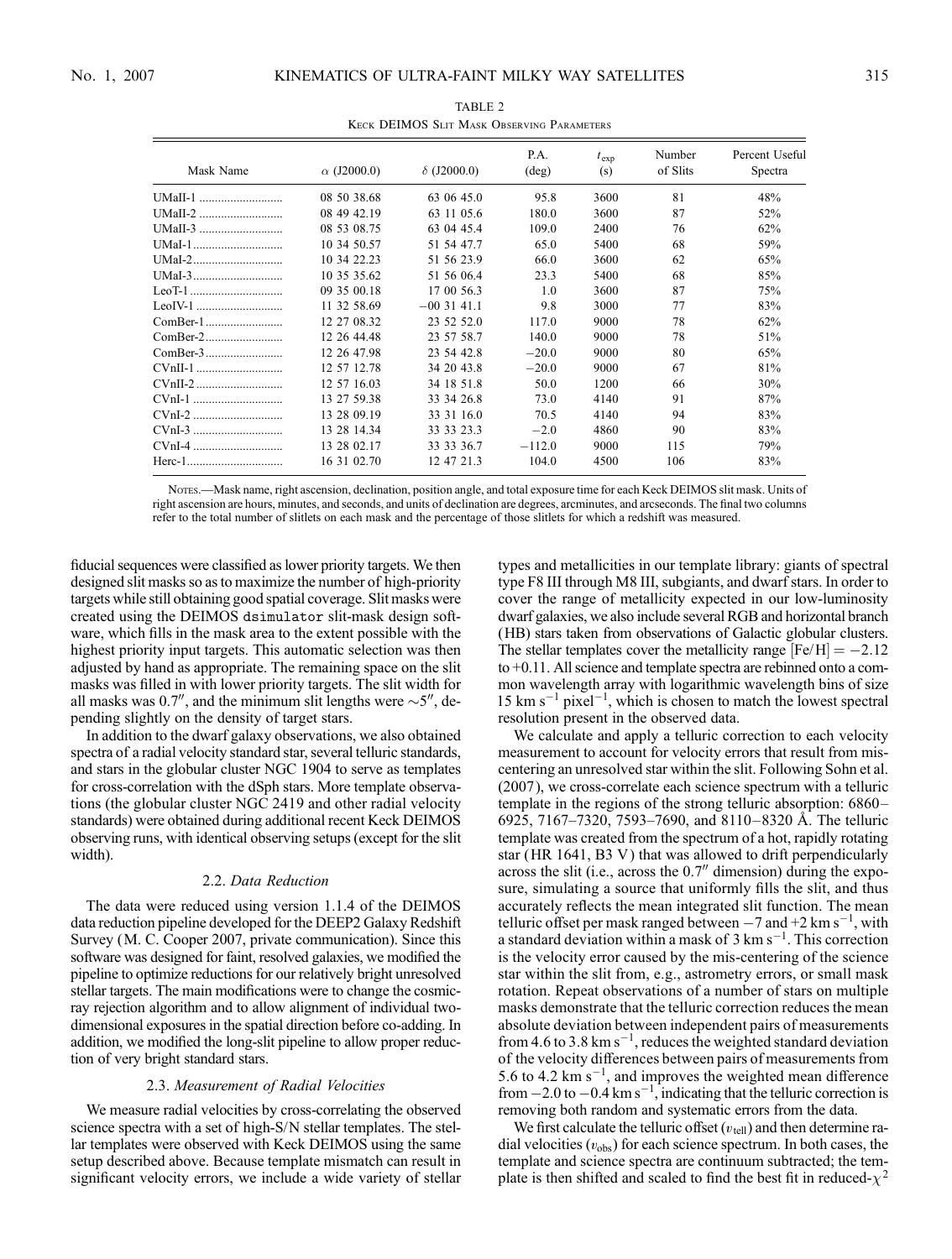TABLE 2

Keck DEIMOS Slit Mask Observing Parameters

| Mask Name | $\alpha$ (J2000.0) | $\delta$ (J2000.0) | P.A. (deg) | $t_{exp}$ (s) | Number of Slits | Percent Useful Spectra |
|---|---|---|---|---|---|---|
| UMaII-1 | 08 50 38.68 | 63 06 45.0 | 95.8 | 3600 | 81 | 48% |
| UMaII-2 | 08 49 42.19 | 63 11 05.6 | 180.0 | 3600 | 87 | 52% |
| UMaII-3 | 08 53 08.75 | 63 04 45.4 | 109.0 | 2400 | 76 | 62% |
| UMaI-1 | 10 34 50.57 | 51 54 47.7 | 65.0 | 5400 | 68 | 59% |
| UMaI-2 | 10 34 22.23 | 51 56 23.9 | 66.0 | 3600 | 62 | 65% |
| UMaI-3 | 10 35 35.62 | 51 56 06.4 | 23.3 | 5400 | 68 | 85% |
| LeoT-1 | 09 35 00.18 | 17 00 56.3 | 1.0 | 3600 | 87 | 75% |
| LeoIV-1 | 11 32 58.69 | −00 31 41.1 | 9.8 | 3000 | 77 | 83% |
| ComBer-1 | 12 27 08.32 | 23 52 52.0 | 117.0 | 9000 | 78 | 62% |
| ComBer-2 | 12 26 44.48 | 23 57 58.7 | 140.0 | 9000 | 78 | 51% |
| ComBer-3 | 12 26 47.98 | 23 54 42.8 | −20.0 | 9000 | 80 | 65% |
| CVnII-1 | 12 57 12.78 | 34 20 43.8 | −20.0 | 9000 | 67 | 81% |
| CVnII-2 | 12 57 16.03 | 34 18 51.8 | 50.0 | 1200 | 66 | 30% |
| CVnI-1 | 13 27 59.38 | 33 34 26.8 | 73.0 | 4140 | 91 | 87% |
| CVnI-2 | 13 28 09.19 | 33 31 16.0 | 70.5 | 4140 | 94 | 83% |
| CVnI-3 | 13 28 14.34 | 33 33 23.3 | −2.0 | 4860 | 90 | 83% |
| CVnI-4 | 13 28 02.17 | 33 33 36.7 | −112.0 | 9000 | 115 | 79% |
| Herc-1 | 16 31 02.70 | 12 47 21.3 | 104.0 | 4500 | 106 | 83% |

Notes.—Mask name, right ascension, declination, position angle, and total exposure time for each Keck DEIMOS slit mask. Units of right ascension are hours, minutes, and seconds, and units of declination are degrees, arcminutes, and arcseconds. The final two columns refer to the total number of slitlets on each mask and the percentage of those slitlets for which a redshift was measured.

fiducial sequences were classified as lower priority targets. We then designed slit masks so as to maximize the number of high-priority targets while still obtaining good spatial coverage. Slit masks were created using the DEIMOS dsimulator slit-mask design software, which fills in the mask area to the extent possible with the highest priority input targets. This automatic selection was then adjusted by hand as appropriate. The remaining space on the slit masks was filled in with lower priority targets. The slit width for all masks was 0.7″, and the minimum slit lengths were ~5″, depending slightly on the density of target stars.

In addition to the dwarf galaxy observations, we also obtained spectra of a radial velocity standard star, several telluric standards, and stars in the globular cluster NGC 1904 to serve as templates for cross-correlation with the dSph stars. More template observations (the globular cluster NGC 2419 and other radial velocity standards) were obtained during additional recent Keck DEIMOS observing runs, with identical observing setups (except for the slit width).

### 2.2. *Data Reduction*

The data were reduced using version 1.1.4 of the DEIMOS data reduction pipeline developed for the DEEP2 Galaxy Redshift Survey (M. C. Cooper 2007, private communication). Since this software was designed for faint, resolved galaxies, we modified the pipeline to optimize reductions for our relatively bright unresolved stellar targets. The main modifications were to change the cosmic-ray rejection algorithm and to allow alignment of individual two-dimensional exposures in the spatial direction before co-adding. In addition, we modified the long-slit pipeline to allow proper reduction of very bright standard stars.

### 2.3. *Measurement of Radial Velocities*

We measure radial velocities by cross-correlating the observed science spectra with a set of high-S/N stellar templates. The stellar templates were observed with Keck DEIMOS using the same setup described above. Because template mismatch can result in significant velocity errors, we include a wide variety of stellar types and metallicities in our template library: giants of spectral type F8 III through M8 III, subgiants, and dwarf stars. In order to cover the range of metallicity expected in our low-luminosity dwarf galaxies, we also include several RGB and horizontal branch (HB) stars taken from observations of Galactic globular clusters. The stellar templates cover the metallicity range $[Fe/H] = -2.12$ to $+0.11$. All science and template spectra are rebinned onto a common wavelength array with logarithmic wavelength bins of size 15 km $s^{-1}$ $pixel^{-1}$, which is chosen to match the lowest spectral resolution present in the observed data.

We calculate and apply a telluric correction to each velocity measurement to account for velocity errors that result from mis-centering an unresolved star within the slit. Following Sohn et al. (2007), we cross-correlate each science spectrum with a telluric template in the regions of the strong telluric absorption: 6860–6925, 7167–7320, 7593–7690, and 8110–8320 Å. The telluric template was created from the spectrum of a hot, rapidly rotating star (HR 1641, B3 V) that was allowed to drift perpendicularly across the slit (i.e., across the 0.7″ dimension) during the exposure, simulating a source that uniformly fills the slit, and thus accurately reflects the mean integrated slit function. The mean telluric offset per mask ranged between −7 and +2 km $s^{-1}$, with a standard deviation within a mask of 3 km $s^{-1}$. This correction is the velocity error caused by the mis-centering of the science star within the slit from, e.g., astrometry errors, or small mask rotation. Repeat observations of a number of stars on multiple masks demonstrate that the telluric correction reduces the mean absolute deviation between independent pairs of measurements from 4.6 to 3.8 km $s^{-1}$, reduces the weighted standard deviation of the velocity differences between pairs of measurements from 5.6 to 4.2 km $s^{-1}$, and improves the weighted mean difference from −2.0 to −0.4 km $s^{-1}$, indicating that the telluric correction is removing both random and systematic errors from the data.

We first calculate the telluric offset ($v_{tell}$) and then determine radial velocities ($v_{obs}$) for each science spectrum. In both cases, the template and science spectra are continuum subtracted; the template is then shifted and scaled to find the best fit in reduced-$\chi^2$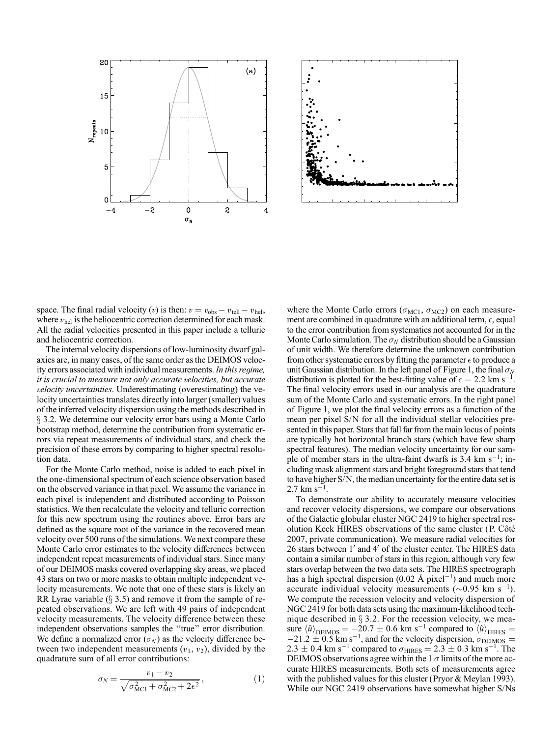20
15
10
5
0
−4
−2
0
2
4
$N_{repeats}$
$\sigma_N$
(a)

space. The final radial velocity ($v$) is then: $v = v_{obs} - v_{tell} - v_{hel}$, where $v_{hel}$ is the heliocentric correction determined for each mask. All the radial velocities presented in this paper include a telluric and heliocentric correction.

The internal velocity dispersions of low-luminosity dwarf galaxies are, in many cases, of the same order as the DEIMOS velocity errors associated with individual measurements. *In this regime, it is crucial to measure not only accurate velocities, but accurate velocity uncertainties*. Underestimating (overestimating) the velocity uncertainties translates directly into larger (smaller) values of the inferred velocity dispersion using the methods described in § 3.2. We determine our velocity error bars using a Monte Carlo bootstrap method, determine the contribution from systematic errors via repeat measurements of individual stars, and check the precision of these errors by comparing to higher spectral resolution data.

For the Monte Carlo method, noise is added to each pixel in the one-dimensional spectrum of each science observation based on the observed variance in that pixel. We assume the variance in each pixel is independent and distributed according to Poisson statistics. We then recalculate the velocity and telluric correction for this new spectrum using the routines above. Error bars are defined as the square root of the variance in the recovered mean velocity over 500 runs of the simulations. We next compare these Monte Carlo error estimates to the velocity differences between independent repeat measurements of individual stars. Since many of our DEIMOS masks covered overlapping sky areas, we placed 43 stars on two or more masks to obtain multiple independent velocity measurements. We note that one of these stars is likely an RR Lyrae variable (§ 3.5) and remove it from the sample of repeated observations. We are left with 49 pairs of independent velocity measurements. The velocity difference between these independent observations samples the "true" error distribution. We define a normalized error ($\sigma_N$) as the velocity difference between two independent measurements ($v_1$, $v_2$), divided by the quadrature sum of all error contributions:

$$\sigma_N = \frac{v_1 - v_2}{\sqrt{\sigma_{MC1}^2 + \sigma_{MC2}^2 + 2\epsilon^2}}, \quad (1)$$

where the Monte Carlo errors ($\sigma_{MC1}$, $\sigma_{MC2}$) on each measurement are combined in quadrature with an additional term, $\epsilon$, equal to the error contribution from systematics not accounted for in the Monte Carlo simulation. The $\sigma_N$ distribution should be a Gaussian of unit width. We therefore determine the unknown contribution from other systematic errors by fitting the parameter $\epsilon$ to produce a unit Gaussian distribution. In the left panel of Figure 1, the final $\sigma_N$ distribution is plotted for the best-fitting value of $\epsilon = 2.2$ km s$^{-1}$. The final velocity errors used in our analysis are the quadrature sum of the Monte Carlo and systematic errors. In the right panel of Figure 1, we plot the final velocity errors as a function of the mean per pixel S/N for all the individual stellar velocities presented in this paper. Stars that fall far from the main locus of points are typically hot horizontal branch stars (which have few sharp spectral features). The median velocity uncertainty for our sample of member stars in the ultra-faint dwarfs is 3.4 km s$^{-1}$; including mask alignment stars and bright foreground stars that tend to have higher S/N, the median uncertainty for the entire data set is 2.7 km s$^{-1}$.

To demonstrate our ability to accurately measure velocities and recover velocity dispersions, we compare our observations of the Galactic globular cluster NGC 2419 to higher spectral resolution Keck HIRES observations of the same cluster (P. Côté 2007, private communication). We measure radial velocities for 26 stars between 1′ and 4′ of the cluster center. The HIRES data contain a similar number of stars in this region, although very few stars overlap between the two data sets. The HIRES spectrograph has a high spectral dispersion (0.02 Å pixel$^{-1}$) and much more accurate individual velocity measurements (~0.95 km s$^{-1}$). We compute the recession velocity and velocity dispersion of NGC 2419 for both data sets using the maximum-likelihood technique described in § 3.2. For the recession velocity, we measure $\langle \hat{u} \rangle_{DEIMOS} = -20.7 \pm 0.6$ km s$^{-1}$ compared to $\langle \hat{u} \rangle_{HIRES} = -21.2 \pm 0.5$ km s$^{-1}$, and for the velocity dispersion, $\sigma_{DEIMOS} = 2.3 \pm 0.4$ km s$^{-1}$ compared to $\sigma_{HIRES} = 2.3 \pm 0.3$ km s$^{-1}$. The DEIMOS observations agree within the 1 $\sigma$ limits of the more accurate HIRES measurements. Both sets of measurements agree with the published values for this cluster (Pryor & Meylan 1993). While our NGC 2419 observations have somewhat higher S/Ns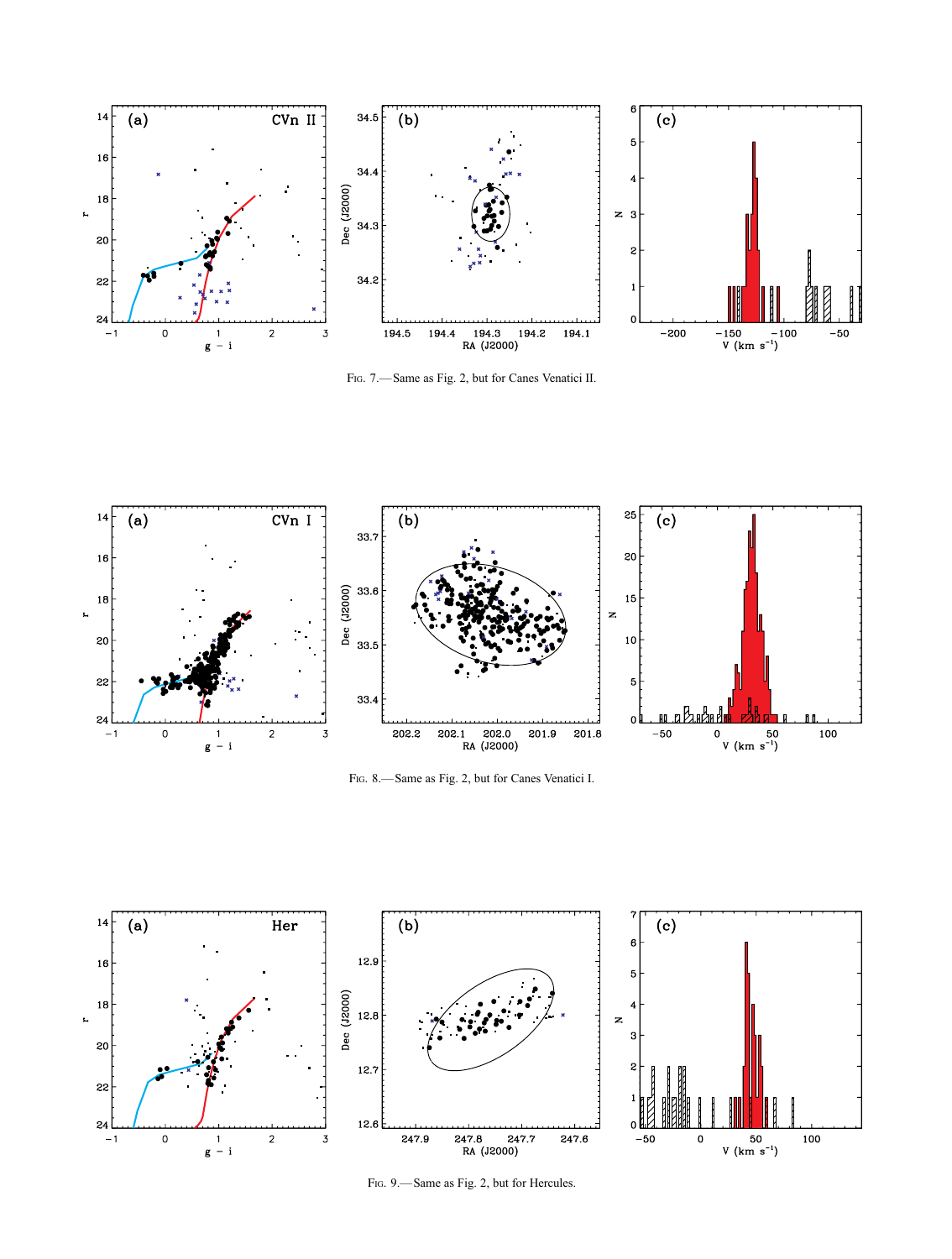Fig. 7.— Same as Fig. 2, but for Canes Venatici II.

Fig. 8.— Same as Fig. 2, but for Canes Venatici I.

Fig. 9.— Same as Fig. 2, but for Hercules.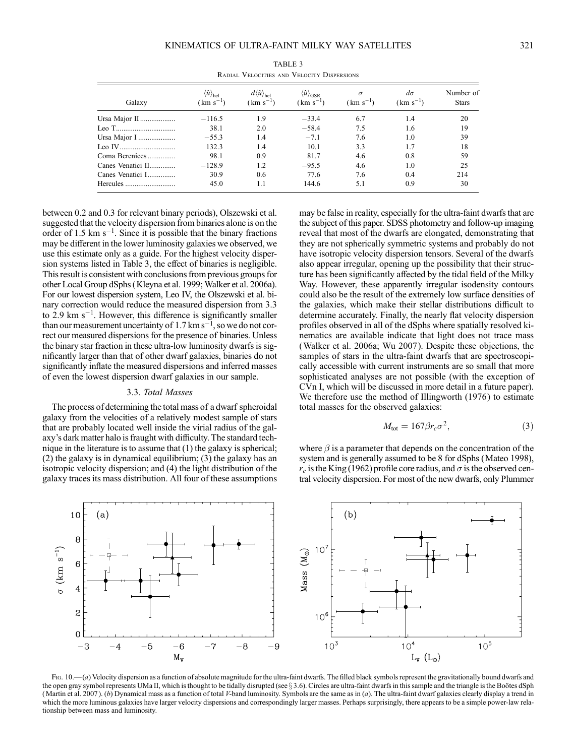TABLE 3

Radial Velocities and Velocity Dispersions

| Galaxy | $\langle\hat{u}\rangle_{hel}$ (km s$^{-1}$) | $d\langle\hat{u}\rangle_{hel}$ (km s$^{-1}$) | $\langle\hat{u}\rangle_{GSR}$ (km s$^{-1}$) | $\sigma$ (km s$^{-1}$) | $d\sigma$ (km s$^{-1}$) | Number of Stars |
|---|---|---|---|---|---|---|
| Ursa Major II | −116.5 | 1.9 | −33.4 | 6.7 | 1.4 | 20 |
| Leo T | 38.1 | 2.0 | −58.4 | 7.5 | 1.6 | 19 |
| Ursa Major I | −55.3 | 1.4 | −7.1 | 7.6 | 1.0 | 39 |
| Leo IV | 132.3 | 1.4 | 10.1 | 3.3 | 1.7 | 18 |
| Coma Berenices | 98.1 | 0.9 | 81.7 | 4.6 | 0.8 | 59 |
| Canes Venatici II | −128.9 | 1.2 | −95.5 | 4.6 | 1.0 | 25 |
| Canes Venatici I | 30.9 | 0.6 | 77.6 | 7.6 | 0.4 | 214 |
| Hercules | 45.0 | 1.1 | 144.6 | 5.1 | 0.9 | 30 |

between 0.2 and 0.3 for relevant binary periods), Olszewski et al. suggested that the velocity dispersion from binaries alone is on the order of 1.5 km s$^{-1}$. Since it is possible that the binary fractions may be different in the lower luminosity galaxies we observed, we use this estimate only as a guide. For the highest velocity dispersion systems listed in Table 3, the effect of binaries is negligible. This result is consistent with conclusions from previous groups for other Local Group dSphs (Kleyna et al. 1999; Walker et al. 2006a). For our lowest dispersion system, Leo IV, the Olszewski et al. binary correction would reduce the measured dispersion from 3.3 to 2.9 km s$^{-1}$. However, this difference is significantly smaller than our measurement uncertainty of 1.7 km s$^{-1}$, so we do not correct our measured dispersions for the presence of binaries. Unless the binary star fraction in these ultra-low luminosity dwarfs is significantly larger than that of other dwarf galaxies, binaries do not significantly inflate the measured dispersions and inferred masses of even the lowest dispersion dwarf galaxies in our sample.

### 3.3. *Total Masses*

The process of determining the total mass of a dwarf spheroidal galaxy from the velocities of a relatively modest sample of stars that are probably located well inside the virial radius of the galaxy's dark matter halo is fraught with difficulty. The standard technique in the literature is to assume that (1) the galaxy is spherical; (2) the galaxy is in dynamical equilibrium; (3) the galaxy has an isotropic velocity dispersion; and (4) the light distribution of the galaxy traces its mass distribution. All four of these assumptions may be false in reality, especially for the ultra-faint dwarfs that are the subject of this paper. SDSS photometry and follow-up imaging reveal that most of the dwarfs are elongated, demonstrating that they are not spherically symmetric systems and probably do not have isotropic velocity dispersion tensors. Several of the dwarfs also appear irregular, opening up the possibility that their structure has been significantly affected by the tidal field of the Milky Way. However, these apparently irregular isodensity contours could also be the result of the extremely low surface densities of the galaxies, which make their stellar distributions difficult to determine accurately. Finally, the nearly flat velocity dispersion profiles observed in all of the dSphs where spatially resolved kinematics are available indicate that light does not trace mass (Walker et al. 2006a; Wu 2007). Despite these objections, the samples of stars in the ultra-faint dwarfs that are spectroscopically accessible with current instruments are so small that more sophisticated analyses are not possible (with the exception of CVn I, which will be discussed in more detail in a future paper). We therefore use the method of Illingworth (1976) to estimate total masses for the observed galaxies:

$$M_{tot} = 167\beta r_c \sigma^2, \tag{3}$$

where $\beta$ is a parameter that depends on the concentration of the system and is generally assumed to be 8 for dSphs (Mateo 1998), $r_c$ is the King (1962) profile core radius, and $\sigma$ is the observed central velocity dispersion. For most of the new dwarfs, only Plummer

Fig. 10.—(*a*) Velocity dispersion as a function of absolute magnitude for the ultra-faint dwarfs. The filled black symbols represent the gravitationally bound dwarfs and the open gray symbol represents UMa II, which is thought to be tidally disrupted (see § 3.6). Circles are ultra-faint dwarfs in this sample and the triangle is the Boötes dSph (Martin et al. 2007). (*b*) Dynamical mass as a function of total *V*-band luminosity. Symbols are the same as in (*a*). The ultra-faint dwarf galaxies clearly display a trend in which the more luminous galaxies have larger velocity dispersions and correspondingly larger masses. Perhaps surprisingly, there appears to be a simple power-law relationship between mass and luminosity.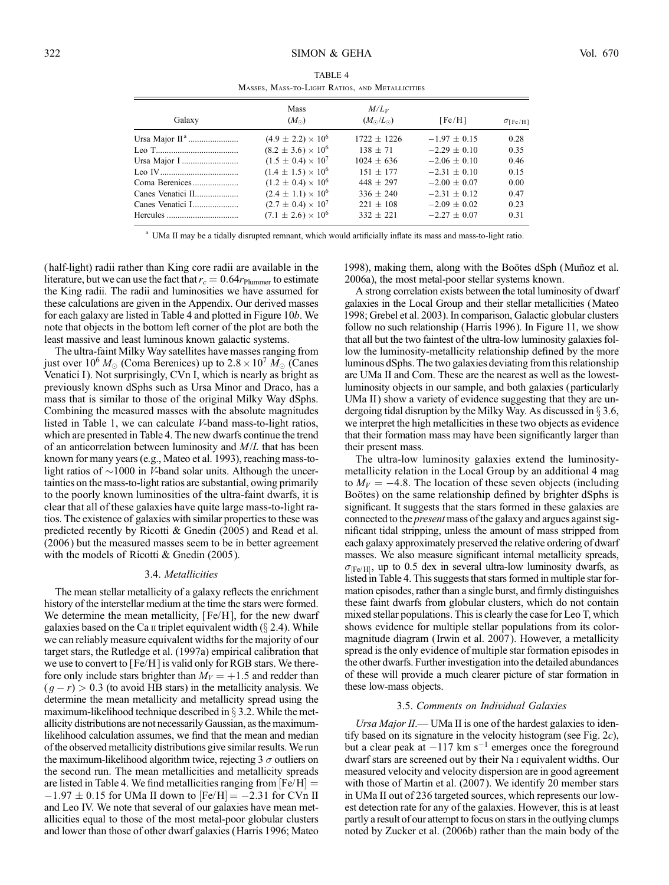TABLE 4
Masses, Mass-to-Light Ratios, and Metallicities

| Galaxy | Mass ($M_{\odot}$) | $M/L_V$ ($M_{\odot}/L_{\odot}$) | [Fe/H] | $\sigma_{[\mathrm{Fe/H}]}$ |
|---|---|---|---|---|
| Ursa Major II[a] | $(4.9 \pm 2.2) \times 10^6$ | $1722 \pm 1226$ | $-1.97 \pm 0.15$ | 0.28 |
| Leo T | $(8.2 \pm 3.6) \times 10^6$ | $138 \pm 71$ | $-2.29 \pm 0.10$ | 0.35 |
| Ursa Major I | $(1.5 \pm 0.4) \times 10^7$ | $1024 \pm 636$ | $-2.06 \pm 0.10$ | 0.46 |
| Leo IV | $(1.4 \pm 1.5) \times 10^6$ | $151 \pm 177$ | $-2.31 \pm 0.10$ | 0.15 |
| Coma Berenices | $(1.2 \pm 0.4) \times 10^6$ | $448 \pm 297$ | $-2.00 \pm 0.07$ | 0.00 |
| Canes Venatici II | $(2.4 \pm 1.1) \times 10^6$ | $336 \pm 240$ | $-2.31 \pm 0.12$ | 0.47 |
| Canes Venatici I | $(2.7 \pm 0.4) \times 10^7$ | $221 \pm 108$ | $-2.09 \pm 0.02$ | 0.23 |
| Hercules | $(7.1 \pm 2.6) \times 10^6$ | $332 \pm 221$ | $-2.27 \pm 0.07$ | 0.31 |

[a] UMa II may be a tidally disrupted remnant, which would artificially inflate its mass and mass-to-light ratio.

(half-light) radii rather than King core radii are available in the literature, but we can use the fact that $r_c = 0.64 r_{\mathrm{Plummer}}$ to estimate the King radii. The radii and luminosities we have assumed for these calculations are given in the Appendix. Our derived masses for each galaxy are listed in Table 4 and plotted in Figure 10*b*. We note that objects in the bottom left corner of the plot are both the least massive and least luminous known galactic systems.

The ultra-faint Milky Way satellites have masses ranging from just over $10^6\ M_{\odot}$ (Coma Berenices) up to $2.8 \times 10^7\ M_{\odot}$ (Canes Venatici I). Not surprisingly, CVn I, which is nearly as bright as previously known dSphs such as Ursa Minor and Draco, has a mass that is similar to those of the original Milky Way dSphs. Combining the measured masses with the absolute magnitudes listed in Table 1, we can calculate *V*-band mass-to-light ratios, which are presented in Table 4. The new dwarfs continue the trend of an anticorrelation between luminosity and $M/L$ that has been known for many years (e.g., Mateo et al. 1993), reaching mass-to-light ratios of $\sim$1000 in *V*-band solar units. Although the uncertainties on the mass-to-light ratios are substantial, owing primarily to the poorly known luminosities of the ultra-faint dwarfs, it is clear that all of these galaxies have quite large mass-to-light ratios. The existence of galaxies with similar properties to these was predicted recently by Ricotti & Gnedin (2005) and Read et al. (2006) but the measured masses seem to be in better agreement with the models of Ricotti & Gnedin (2005).

### 3.4. *Metallicities*

The mean stellar metallicity of a galaxy reflects the enrichment history of the interstellar medium at the time the stars were formed. We determine the mean metallicity, [Fe/H], for the new dwarf galaxies based on the Ca II triplet equivalent width (§ 2.4). While we can reliably measure equivalent widths for the majority of our target stars, the Rutledge et al. (1997a) empirical calibration that we use to convert to [Fe/H] is valid only for RGB stars. We therefore only include stars brighter than $M_V = +1.5$ and redder than $(g - r) > 0.3$ (to avoid HB stars) in the metallicity analysis. We determine the mean metallicity and metallicity spread using the maximum-likelihood technique described in § 3.2. While the metallicity distributions are not necessarily Gaussian, as the maximum-likelihood calculation assumes, we find that the mean and median of the observed metallicity distributions give similar results. We run the maximum-likelihood algorithm twice, rejecting 3 $\sigma$ outliers on the second run. The mean metallicities and metallicity spreads are listed in Table 4. We find metallicities ranging from $[\mathrm{Fe/H}] = -1.97 \pm 0.15$ for UMa II down to $[\mathrm{Fe/H}] = -2.31$ for CVn II and Leo IV. We note that several of our galaxies have mean metallicities equal to those of the most metal-poor globular clusters and lower than those of other dwarf galaxies (Harris 1996; Mateo 1998), making them, along with the Boötes dSph (Muñoz et al. 2006a), the most metal-poor stellar systems known.

A strong correlation exists between the total luminosity of dwarf galaxies in the Local Group and their stellar metallicities (Mateo 1998; Grebel et al. 2003). In comparison, Galactic globular clusters follow no such relationship (Harris 1996). In Figure 11, we show that all but the two faintest of the ultra-low luminosity galaxies follow the luminosity-metallicity relationship defined by the more luminous dSphs. The two galaxies deviating from this relationship are UMa II and Com. These are the nearest as well as the lowest-luminosity objects in our sample, and both galaxies (particularly UMa II) show a variety of evidence suggesting that they are undergoing tidal disruption by the Milky Way. As discussed in § 3.6, we interpret the high metallicities in these two objects as evidence that their formation mass may have been significantly larger than their present mass.

The ultra-low luminosity galaxies extend the luminosity-metallicity relation in the Local Group by an additional 4 mag to $M_V = -4.8$. The location of these seven objects (including Boötes) on the same relationship defined by brighter dSphs is significant. It suggests that the stars formed in these galaxies are connected to the *present* mass of the galaxy and argues against significant tidal stripping, unless the amount of mass stripped from each galaxy approximately preserved the relative ordering of dwarf masses. We also measure significant internal metallicity spreads, $\sigma_{[\mathrm{Fe/H}]}$, up to 0.5 dex in several ultra-low luminosity dwarfs, as listed in Table 4. This suggests that stars formed in multiple star formation episodes, rather than a single burst, and firmly distinguishes these faint dwarfs from globular clusters, which do not contain mixed stellar populations. This is clearly the case for Leo T, which shows evidence for multiple stellar populations from its color-magnitude diagram (Irwin et al. 2007). However, a metallicity spread is the only evidence of multiple star formation episodes in the other dwarfs. Further investigation into the detailed abundances of these will provide a much clearer picture of star formation in these low-mass objects.

### 3.5. *Comments on Individual Galaxies*

*Ursa Major II*.— UMa II is one of the hardest galaxies to identify based on its signature in the velocity histogram (see Fig. 2*c*), but a clear peak at $-117$ km s$^{-1}$ emerges once the foreground dwarf stars are screened out by their Na I equivalent widths. Our measured velocity and velocity dispersion are in good agreement with those of Martin et al. (2007). We identify 20 member stars in UMa II out of 236 targeted sources, which represents our lowest detection rate for any of the galaxies. However, this is at least partly a result of our attempt to focus on stars in the outlying clumps noted by Zucker et al. (2006b) rather than the main body of the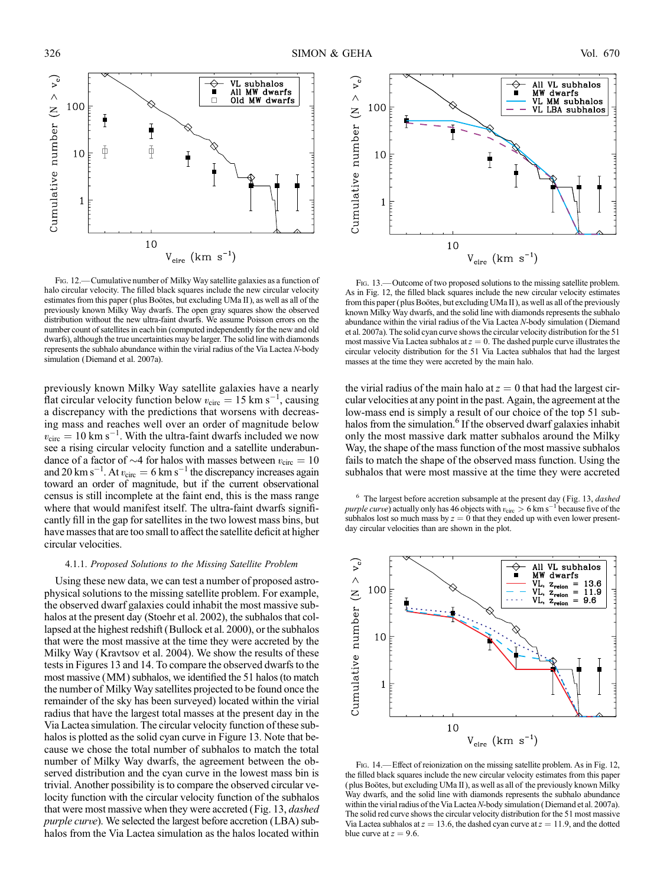Fig. 12.—Cumulative number of Milky Way satellite galaxies as a function of halo circular velocity. The filled black squares include the new circular velocity estimates from this paper (plus Boötes, but excluding UMa II), as well as all of the previously known Milky Way dwarfs. The open gray squares show the observed distribution without the new ultra-faint dwarfs. We assume Poisson errors on the number count of satellites in each bin (computed independently for the new and old dwarfs), although the true uncertainties may be larger. The solid line with diamonds represents the subhalo abundance within the virial radius of the Via Lactea *N*-body simulation (Diemand et al. 2007a).

Fig. 13.—Outcome of two proposed solutions to the missing satellite problem. As in Fig. 12, the filled black squares include the new circular velocity estimates from this paper (plus Boötes, but excluding UMa II), as well as all of the previously known Milky Way dwarfs, and the solid line with diamonds represents the subhalo abundance within the virial radius of the Via Lactea *N*-body simulation (Diemand et al. 2007a). The solid cyan curve shows the circular velocity distribution for the 51 most massive Via Lactea subhalos at $z = 0$. The dashed purple curve illustrates the circular velocity distribution for the 51 Via Lactea subhalos that had the largest masses at the time they were accreted by the main halo.

previously known Milky Way satellite galaxies have a nearly flat circular velocity function below $v_{\rm circ} = 15$ km s$^{-1}$, causing a discrepancy with the predictions that worsens with decreasing mass and reaches well over an order of magnitude below $v_{\rm circ} = 10$ km s$^{-1}$. With the ultra-faint dwarfs included we now see a rising circular velocity function and a satellite underabundance of a factor of $\sim$4 for halos with masses between $v_{\rm circ} = 10$ and 20 km s$^{-1}$. At $v_{\rm circ} = 6$ km s$^{-1}$ the discrepancy increases again toward an order of magnitude, but if the current observational census is still incomplete at the faint end, this is the mass range where that would manifest itself. The ultra-faint dwarfs significantly fill in the gap for satellites in the two lowest mass bins, but have masses that are too small to affect the satellite deficit at higher circular velocities.

#### 4.1.1. *Proposed Solutions to the Missing Satellite Problem*

Using these new data, we can test a number of proposed astrophysical solutions to the missing satellite problem. For example, the observed dwarf galaxies could inhabit the most massive subhalos at the present day (Stoehr et al. 2002), the subhalos that collapsed at the highest redshift (Bullock et al. 2000), or the subhalos that were the most massive at the time they were accreted by the Milky Way (Kravtsov et al. 2004). We show the results of these tests in Figures 13 and 14. To compare the observed dwarfs to the most massive (MM) subhalos, we identified the 51 halos (to match the number of Milky Way satellites projected to be found once the remainder of the sky has been surveyed) located within the virial radius that have the largest total masses at the present day in the Via Lactea simulation. The circular velocity function of these subhalos is plotted as the solid cyan curve in Figure 13. Note that because we chose the total number of subhalos to match the total number of Milky Way dwarfs, the agreement between the observed distribution and the cyan curve in the lowest mass bin is trivial. Another possibility is to compare the observed circular velocity function with the circular velocity function of the subhalos that were most massive when they were accreted (Fig. 13, *dashed purple curve*). We selected the largest before accretion (LBA) subhalos from the Via Lactea simulation as the halos located within the virial radius of the main halo at $z = 0$ that had the largest circular velocities at any point in the past. Again, the agreement at the low-mass end is simply a result of our choice of the top 51 subhalos from the simulation.[6] If the observed dwarf galaxies inhabit only the most massive dark matter subhalos around the Milky Way, the shape of the mass function of the most massive subhalos fails to match the shape of the observed mass function. Using the subhalos that were most massive at the time they were accreted

[6] The largest before accretion subsample at the present day (Fig. 13, *dashed purple curve*) actually only has 46 objects with $v_{\rm circ} > 6$ km s$^{-1}$ because five of the subhalos lost so much mass by $z = 0$ that they ended up with even lower present-day circular velocities than are shown in the plot.

Fig. 14.—Effect of reionization on the missing satellite problem. As in Fig. 12, the filled black squares include the new circular velocity estimates from this paper (plus Boötes, but excluding UMa II), as well as all of the previously known Milky Way dwarfs, and the solid line with diamonds represents the subhalo abundance within the virial radius of the Via Lactea *N*-body simulation (Diemand et al. 2007a). The solid red curve shows the circular velocity distribution for the 51 most massive Via Lactea subhalos at $z = 13.6$, the dashed cyan curve at $z = 11.9$, and the dotted blue curve at $z = 9.6$.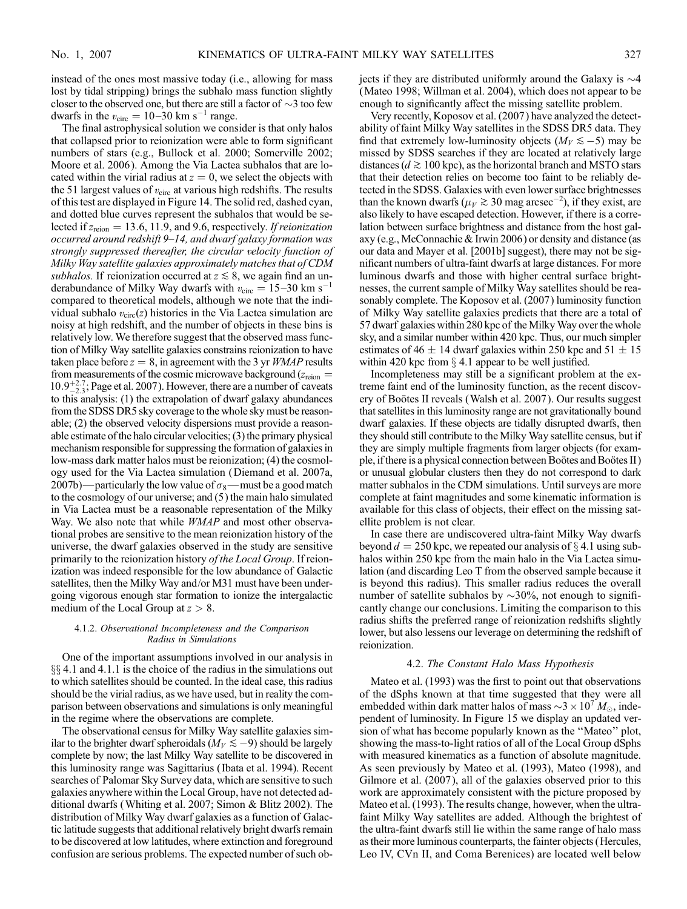instead of the ones most massive today (i.e., allowing for mass lost by tidal stripping) brings the subhalo mass function slightly closer to the observed one, but there are still a factor of ∼3 too few dwarfs in the $v_{\rm circ} = 10$–$30$ km s$^{-1}$ range.

The final astrophysical solution we consider is that only halos that collapsed prior to reionization were able to form significant numbers of stars (e.g., Bullock et al. 2000; Somerville 2002; Moore et al. 2006). Among the Via Lactea subhalos that are located within the virial radius at $z = 0$, we select the objects with the 51 largest values of $v_{\rm circ}$ at various high redshifts. The results of this test are displayed in Figure 14. The solid red, dashed cyan, and dotted blue curves represent the subhalos that would be selected if $z_{\rm reion} = 13.6$, 11.9, and 9.6, respectively. *If reionization occurred around redshift 9–14, and dwarf galaxy formation was strongly suppressed thereafter, the circular velocity function of Milky Way satellite galaxies approximately matches that of CDM subhalos.* If reionization occurred at $z \lesssim 8$, we again find an underabundance of Milky Way dwarfs with $v_{\rm circ} = 15$–$30$ km s$^{-1}$ compared to theoretical models, although we note that the individual subhalo $v_{\rm circ}(z)$ histories in the Via Lactea simulation are noisy at high redshift, and the number of objects in these bins is relatively low. We therefore suggest that the observed mass function of Milky Way satellite galaxies constrains reionization to have taken place before $z = 8$, in agreement with the 3 yr *WMAP* results from measurements of the cosmic microwave background ($z_{\rm reion} = 10.9^{+2.7}_{-2.3}$; Page et al. 2007). However, there are a number of caveats to this analysis: (1) the extrapolation of dwarf galaxy abundances from the SDSS DR5 sky coverage to the whole sky must be reasonable; (2) the observed velocity dispersions must provide a reasonable estimate of the halo circular velocities; (3) the primary physical mechanism responsible for suppressing the formation of galaxies in low-mass dark matter halos must be reionization; (4) the cosmology used for the Via Lactea simulation (Diemand et al. 2007a, 2007b)—particularly the low value of $\sigma_8$—must be a good match to the cosmology of our universe; and (5) the main halo simulated in Via Lactea must be a reasonable representation of the Milky Way. We also note that while *WMAP* and most other observational probes are sensitive to the mean reionization history of the universe, the dwarf galaxies observed in the study are sensitive primarily to the reionization history *of the Local Group*. If reionization was indeed responsible for the low abundance of Galactic satellites, then the Milky Way and/or M31 must have been undergoing vigorous enough star formation to ionize the intergalactic medium of the Local Group at $z > 8$.

#### 4.1.2. *Observational Incompleteness and the Comparison Radius in Simulations*

One of the important assumptions involved in our analysis in §§ 4.1 and 4.1.1 is the choice of the radius in the simulations out to which satellites should be counted. In the ideal case, this radius should be the virial radius, as we have used, but in reality the comparison between observations and simulations is only meaningful in the regime where the observations are complete.

The observational census for Milky Way satellite galaxies similar to the brighter dwarf spheroidals ($M_V \lesssim -9$) should be largely complete by now; the last Milky Way satellite to be discovered in this luminosity range was Sagittarius (Ibata et al. 1994). Recent searches of Palomar Sky Survey data, which are sensitive to such galaxies anywhere within the Local Group, have not detected additional dwarfs (Whiting et al. 2007; Simon & Blitz 2002). The distribution of Milky Way dwarf galaxies as a function of Galactic latitude suggests that additional relatively bright dwarfs remain to be discovered at low latitudes, where extinction and foreground confusion are serious problems. The expected number of such objects if they are distributed uniformly around the Galaxy is ∼4 (Mateo 1998; Willman et al. 2004), which does not appear to be enough to significantly affect the missing satellite problem.

Very recently, Koposov et al. (2007) have analyzed the detectability of faint Milky Way satellites in the SDSS DR5 data. They find that extremely low-luminosity objects ($M_V \lesssim -5$) may be missed by SDSS searches if they are located at relatively large distances ($d \gtrsim 100$ kpc), as the horizontal branch and MSTO stars that their detection relies on become too faint to be reliably detected in the SDSS. Galaxies with even lower surface brightnesses than the known dwarfs ($\mu_V \gtrsim 30$ mag arcsec$^{-2}$), if they exist, are also likely to have escaped detection. However, if there is a correlation between surface brightness and distance from the host galaxy (e.g., McConnachie & Irwin 2006) or density and distance (as our data and Mayer et al. [2001b] suggest), there may not be significant numbers of ultra-faint dwarfs at large distances. For more luminous dwarfs and those with higher central surface brightnesses, the current sample of Milky Way satellites should be reasonably complete. The Koposov et al. (2007) luminosity function of Milky Way satellite galaxies predicts that there are a total of 57 dwarf galaxies within 280 kpc of the Milky Way over the whole sky, and a similar number within 420 kpc. Thus, our much simpler estimates of $46 \pm 14$ dwarf galaxies within 250 kpc and $51 \pm 15$ within 420 kpc from § 4.1 appear to be well justified.

Incompleteness may still be a significant problem at the extreme faint end of the luminosity function, as the recent discovery of Boötes II reveals (Walsh et al. 2007). Our results suggest that satellites in this luminosity range are not gravitationally bound dwarf galaxies. If these objects are tidally disrupted dwarfs, then they should still contribute to the Milky Way satellite census, but if they are simply multiple fragments from larger objects (for example, if there is a physical connection between Boötes and Boötes II) or unusual globular clusters then they do not correspond to dark matter subhalos in the CDM simulations. Until surveys are more complete at faint magnitudes and some kinematic information is available for this class of objects, their effect on the missing satellite problem is not clear.

In case there are undiscovered ultra-faint Milky Way dwarfs beyond $d = 250$ kpc, we repeated our analysis of § 4.1 using subhalos within 250 kpc from the main halo in the Via Lactea simulation (and discarding Leo T from the observed sample because it is beyond this radius). This smaller radius reduces the overall number of satellite subhalos by ∼30%, not enough to significantly change our conclusions. Limiting the comparison to this radius shifts the preferred range of reionization redshifts slightly lower, but also lessens our leverage on determining the redshift of reionization.

### 4.2. *The Constant Halo Mass Hypothesis*

Mateo et al. (1993) was the first to point out that observations of the dSphs known at that time suggested that they were all embedded within dark matter halos of mass $\sim 3 \times 10^7\ M_\odot$, independent of luminosity. In Figure 15 we display an updated version of what has become popularly known as the "Mateo" plot, showing the mass-to-light ratios of all of the Local Group dSphs with measured kinematics as a function of absolute magnitude. As seen previously by Mateo et al. (1993), Mateo (1998), and Gilmore et al. (2007), all of the galaxies observed prior to this work are approximately consistent with the picture proposed by Mateo et al. (1993). The results change, however, when the ultra-faint Milky Way satellites are added. Although the brightest of the ultra-faint dwarfs still lie within the same range of halo mass as their more luminous counterparts, the fainter objects (Hercules, Leo IV, CVn II, and Coma Berenices) are located well below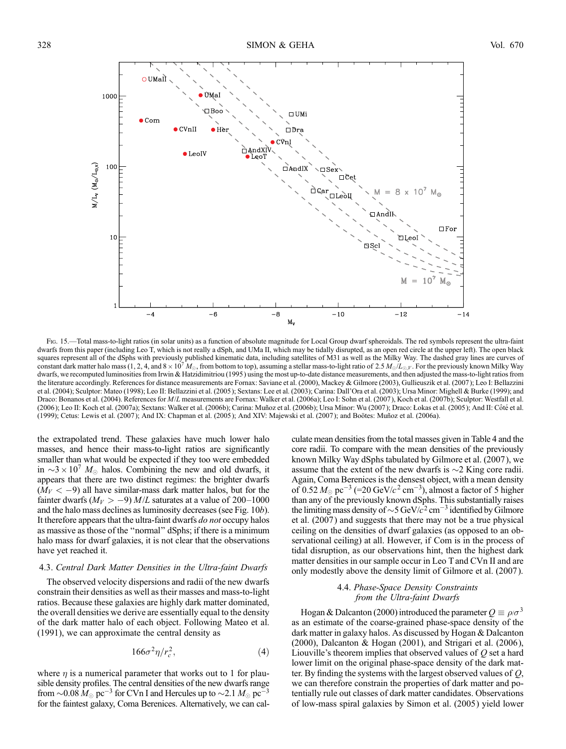Fig. 15.—Total mass-to-light ratios (in solar units) as a function of absolute magnitude for Local Group dwarf spheroidals. The red symbols represent the ultra-faint dwarfs from this paper (including Leo T, which is not really a dSph, and UMa II, which may be tidally disrupted, as an open red circle at the upper left). The open black squares represent all of the dSphs with previously published kinematic data, including satellites of M31 as well as the Milky Way. The dashed gray lines are curves of constant dark matter halo mass (1, 2, 4, and $8 \times 10^7\ M_\odot$, from bottom to top), assuming a stellar mass-to-light ratio of $2.5\ M_\odot/L_{\odot,V}$. For the previously known Milky Way dwarfs, we recomputed luminosities from Irwin & Hatzidimitriou (1995) using the most up-to-date distance measurements, and then adjusted the mass-to-light ratios from the literature accordingly. References for distance measurements are Fornax: Saviane et al. (2000), Mackey & Gilmore (2003), Gullieuszik et al. (2007); Leo I: Bellazzini et al. (2004); Sculptor: Mateo (1998); Leo II: Bellazzini et al. (2005); Sextans: Lee et al. (2003); Carina: Dall'Ora et al. (2003); Ursa Minor: Mighell & Burke (1999); and Draco: Bonanos et al. (2004). References for $M/L$ measurements are Fornax: Walker et al. (2006a); Leo I: Sohn et al. (2007), Koch et al. (2007b); Sculptor: Westfall et al. (2006); Leo II: Koch et al. (2007a); Sextans: Walker et al. (2006b); Carina: Muñoz et al. (2006b); Ursa Minor: Wu (2007); Draco: Łokas et al. (2005); And II: Côté et al. (1999); Cetus: Lewis et al. (2007); And IX: Chapman et al. (2005); And XIV: Majewski et al. (2007); and Boötes: Muñoz et al. (2006a).

the extrapolated trend. These galaxies have much lower halo masses, and hence their mass-to-light ratios are significantly smaller than what would be expected if they too were embedded in $\sim 3 \times 10^7\ M_\odot$ halos. Combining the new and old dwarfs, it appears that there are two distinct regimes: the brighter dwarfs ($M_V < -9$) all have similar-mass dark matter halos, but for the fainter dwarfs ($M_V > -9$) $M/L$ saturates at a value of 200–1000 and the halo mass declines as luminosity decreases (see Fig. 10*b*). It therefore appears that the ultra-faint dwarfs *do not* occupy halos as massive as those of the "normal" dSphs; if there is a minimum halo mass for dwarf galaxies, it is not clear that the observations have yet reached it.

### 4.3. *Central Dark Matter Densities in the Ultra-faint Dwarfs*

The observed velocity dispersions and radii of the new dwarfs constrain their densities as well as their masses and mass-to-light ratios. Because these galaxies are highly dark matter dominated, the overall densities we derive are essentially equal to the density of the dark matter halo of each object. Following Mateo et al. (1991), we can approximate the central density as

$$166\sigma^2\eta/r_c^2, \tag{4}$$

where $\eta$ is a numerical parameter that works out to 1 for plausible density profiles. The central densities of the new dwarfs range from $\sim 0.08\ M_\odot\ \mathrm{pc}^{-3}$ for CVn I and Hercules up to $\sim 2.1\ M_\odot\ \mathrm{pc}^{-3}$ for the faintest galaxy, Coma Berenices. Alternatively, we can calculate mean densities from the total masses given in Table 4 and the core radii. To compare with the mean densities of the previously known Milky Way dSphs tabulated by Gilmore et al. (2007), we assume that the extent of the new dwarfs is $\sim 2$ King core radii. Again, Coma Berenices is the densest object, with a mean density of $0.52\ M_\odot\ \mathrm{pc}^{-3}$ ($=20\ \mathrm{GeV}/c^2\ \mathrm{cm}^{-3}$), almost a factor of 5 higher than any of the previously known dSphs. This substantially raises the limiting mass density of $\sim 5\ \mathrm{GeV}/c^2\ \mathrm{cm}^{-3}$ identified by Gilmore et al. (2007) and suggests that there may not be a true physical ceiling on the densities of dwarf galaxies (as opposed to an observational ceiling) at all. However, if Com is in the process of tidal disruption, as our observations hint, then the highest dark matter densities in our sample occur in Leo T and CVn II and are only modestly above the density limit of Gilmore et al. (2007).

### 4.4. *Phase-Space Density Constraints from the Ultra-faint Dwarfs*

Hogan & Dalcanton (2000) introduced the parameter $Q \equiv \rho/\sigma^3$ as an estimate of the coarse-grained phase-space density of the dark matter in galaxy halos. As discussed by Hogan & Dalcanton (2000), Dalcanton & Hogan (2001), and Strigari et al. (2006), Liouville's theorem implies that observed values of $Q$ set a hard lower limit on the original phase-space density of the dark matter. By finding the systems with the largest observed values of $Q$, we can therefore constrain the properties of dark matter and potentially rule out classes of dark matter candidates. Observations of low-mass spiral galaxies by Simon et al. (2005) yield lower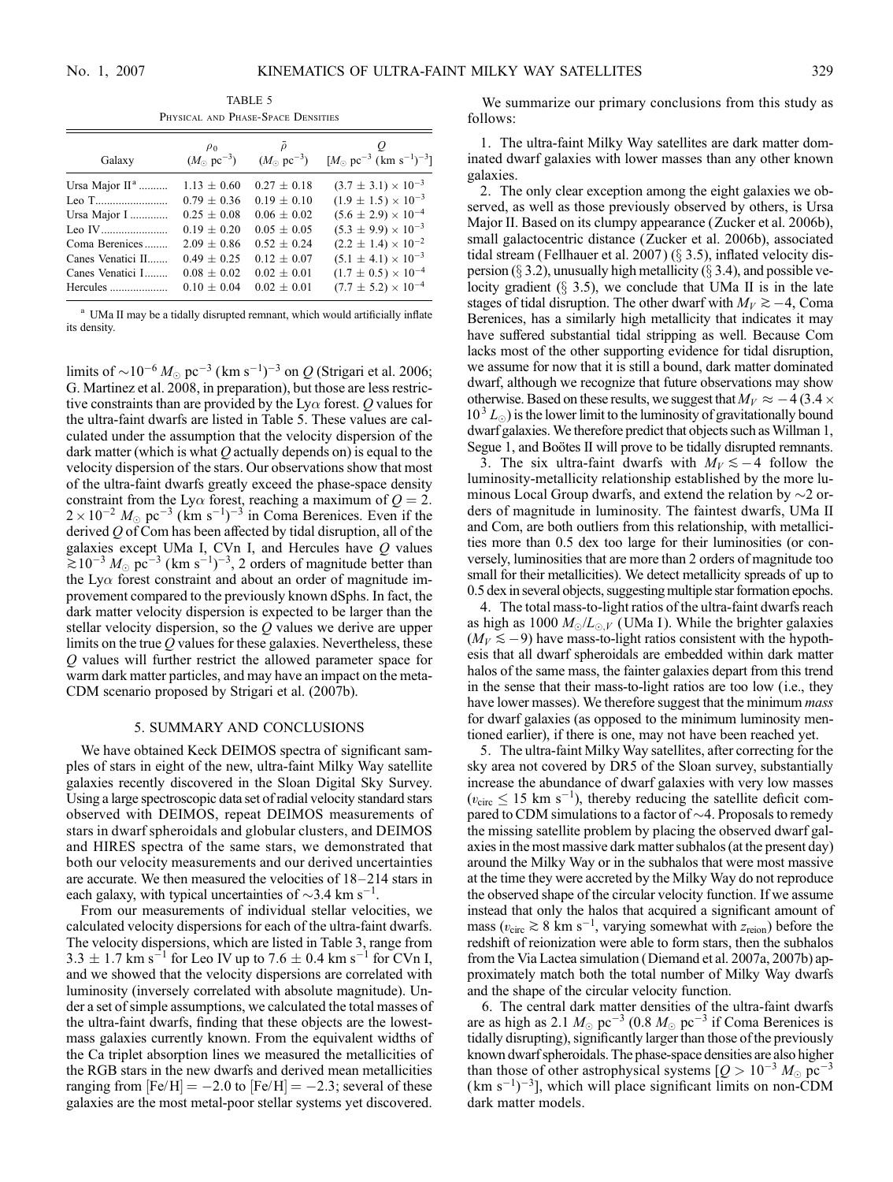TABLE 5

Physical and Phase-Space Densities

| Galaxy | $\rho_0$ ($M_\odot$ pc$^{-3}$) | $\bar{\rho}$ ($M_\odot$ pc$^{-3}$) | $Q$ [$M_\odot$ pc$^{-3}$ (km s$^{-1}$)$^{-3}$] |
|---|---|---|---|
| Ursa Major II[a] | $1.13 \pm 0.60$ | $0.27 \pm 0.18$ | $(3.7 \pm 3.1) \times 10^{-3}$ |
| Leo T | $0.79 \pm 0.36$ | $0.19 \pm 0.10$ | $(1.9 \pm 1.5) \times 10^{-3}$ |
| Ursa Major I | $0.25 \pm 0.08$ | $0.06 \pm 0.02$ | $(5.6 \pm 2.9) \times 10^{-4}$ |
| Leo IV | $0.19 \pm 0.20$ | $0.05 \pm 0.05$ | $(5.3 \pm 9.9) \times 10^{-3}$ |
| Coma Berenices | $2.09 \pm 0.86$ | $0.52 \pm 0.24$ | $(2.2 \pm 1.4) \times 10^{-2}$ |
| Canes Venatici II | $0.49 \pm 0.25$ | $0.12 \pm 0.07$ | $(5.1 \pm 4.1) \times 10^{-3}$ |
| Canes Venatici I | $0.08 \pm 0.02$ | $0.02 \pm 0.01$ | $(1.7 \pm 0.5) \times 10^{-4}$ |
| Hercules | $0.10 \pm 0.04$ | $0.02 \pm 0.01$ | $(7.7 \pm 5.2) \times 10^{-4}$ |

[a] UMa II may be a tidally disrupted remnant, which would artificially inflate its density.

limits of $\sim 10^{-6}\ M_\odot$ pc$^{-3}$ (km s$^{-1}$)$^{-3}$ on $Q$ (Strigari et al. 2006; G. Martinez et al. 2008, in preparation), but those are less restrictive constraints than are provided by the Ly$\alpha$ forest. $Q$ values for the ultra-faint dwarfs are listed in Table 5. These values are calculated under the assumption that the velocity dispersion of the dark matter (which is what $Q$ actually depends on) is equal to the velocity dispersion of the stars. Our observations show that most of the ultra-faint dwarfs greatly exceed the phase-space density constraint from the Ly$\alpha$ forest, reaching a maximum of $Q = 2.2 \times 10^{-2}\ M_\odot$ pc$^{-3}$ (km s$^{-1}$)$^{-3}$ in Coma Berenices. Even if the derived $Q$ of Com has been affected by tidal disruption, all of the galaxies except UMa I, CVn I, and Hercules have $Q$ values $\gtrsim 10^{-3}\ M_\odot$ pc$^{-3}$ (km s$^{-1}$)$^{-3}$, 2 orders of magnitude better than the Ly$\alpha$ forest constraint and about an order of magnitude improvement compared to the previously known dSphs. In fact, the dark matter velocity dispersion is expected to be larger than the stellar velocity dispersion, so the $Q$ values we derive are upper limits on the true $Q$ values for these galaxies. Nevertheless, these $Q$ values will further restrict the allowed parameter space for warm dark matter particles, and may have an impact on the meta-CDM scenario proposed by Strigari et al. (2007b).

## 5. SUMMARY AND CONCLUSIONS

We have obtained Keck DEIMOS spectra of significant samples of stars in eight of the new, ultra-faint Milky Way satellite galaxies recently discovered in the Sloan Digital Sky Survey. Using a large spectroscopic data set of radial velocity standard stars observed with DEIMOS, repeat DEIMOS measurements of stars in dwarf spheroidals and globular clusters, and DEIMOS and HIRES spectra of the same stars, we demonstrated that both our velocity measurements and our derived uncertainties are accurate. We then measured the velocities of 18–214 stars in each galaxy, with typical uncertainties of $\sim 3.4$ km s$^{-1}$.

From our measurements of individual stellar velocities, we calculated velocity dispersions for each of the ultra-faint dwarfs. The velocity dispersions, which are listed in Table 3, range from $3.3 \pm 1.7$ km s$^{-1}$ for Leo IV up to $7.6 \pm 0.4$ km s$^{-1}$ for CVn I, and we showed that the velocity dispersions are correlated with luminosity (inversely correlated with absolute magnitude). Under a set of simple assumptions, we calculated the total masses of the ultra-faint dwarfs, finding that these objects are the lowest-mass galaxies currently known. From the equivalent widths of the Ca triplet absorption lines we measured the metallicities of the RGB stars in the new dwarfs and derived mean metallicities ranging from [Fe/H] $= -2.0$ to [Fe/H] $= -2.3$; several of these galaxies are the most metal-poor stellar systems yet discovered.

We summarize our primary conclusions from this study as follows:

1. The ultra-faint Milky Way satellites are dark matter dominated dwarf galaxies with lower masses than any other known galaxies.

2. The only clear exception among the eight galaxies we observed, as well as those previously observed by others, is Ursa Major II. Based on its clumpy appearance (Zucker et al. 2006b), small galactocentric distance (Zucker et al. 2006b), associated tidal stream (Fellhauer et al. 2007) (§ 3.5), inflated velocity dispersion (§ 3.2), unusually high metallicity (§ 3.4), and possible velocity gradient (§ 3.5), we conclude that UMa II is in the late stages of tidal disruption. The other dwarf with $M_V \gtrsim -4$, Coma Berenices, has a similarly high metallicity that indicates it may have suffered substantial tidal stripping as well. Because Com lacks most of the other supporting evidence for tidal disruption, we assume for now that it is still a bound, dark matter dominated dwarf, although we recognize that future observations may show otherwise. Based on these results, we suggest that $M_V \approx -4$ ($3.4 \times 10^3\ L_\odot$) is the lower limit to the luminosity of gravitationally bound dwarf galaxies. We therefore predict that objects such as Willman 1, Segue 1, and Boötes II will prove to be tidally disrupted remnants.

3. The six ultra-faint dwarfs with $M_V \lesssim -4$ follow the luminosity-metallicity relationship established by the more luminous Local Group dwarfs, and extend the relation by $\sim 2$ orders of magnitude in luminosity. The faintest dwarfs, UMa II and Com, are both outliers from this relationship, with metallicities more than 0.5 dex too large for their luminosities (or conversely, luminosities that are more than 2 orders of magnitude too small for their metallicities). We detect metallicity spreads of up to 0.5 dex in several objects, suggesting multiple star formation epochs.

4. The total mass-to-light ratios of the ultra-faint dwarfs reach as high as 1000 $M_\odot/L_{\odot,V}$ (UMa I). While the brighter galaxies ($M_V \lesssim -9$) have mass-to-light ratios consistent with the hypothesis that all dwarf spheroidals are embedded within dark matter halos of the same mass, the fainter galaxies depart from this trend in the sense that their mass-to-light ratios are too low (i.e., they have lower masses). We therefore suggest that the minimum *mass* for dwarf galaxies (as opposed to the minimum luminosity mentioned earlier), if there is one, may not have been reached yet.

5. The ultra-faint Milky Way satellites, after correcting for the sky area not covered by DR5 of the Sloan survey, substantially increase the abundance of dwarf galaxies with very low masses ($v_{\rm circ} \leq 15$ km s$^{-1}$), thereby reducing the satellite deficit compared to CDM simulations to a factor of $\sim 4$. Proposals to remedy the missing satellite problem by placing the observed dwarf galaxies in the most massive dark matter subhalos (at the present day) around the Milky Way or in the subhalos that were most massive at the time they were accreted by the Milky Way do not reproduce the observed shape of the circular velocity function. If we assume instead that only the halos that acquired a significant amount of mass ($v_{\rm circ} \gtrsim 8$ km s$^{-1}$, varying somewhat with $z_{\rm reion}$) before the redshift of reionization were able to form stars, then the subhalos from the Via Lactea simulation (Diemand et al. 2007a, 2007b) approximately match both the total number of Milky Way dwarfs and the shape of the circular velocity function.

6. The central dark matter densities of the ultra-faint dwarfs are as high as 2.1 $M_\odot$ pc$^{-3}$ (0.8 $M_\odot$ pc$^{-3}$ if Coma Berenices is tidally disrupting), significantly larger than those of the previously known dwarf spheroidals. The phase-space densities are also higher than those of other astrophysical systems [$Q > 10^{-3}\ M_\odot$ pc$^{-3}$ (km s$^{-1}$)$^{-3}$], which will place significant limits on non-CDM dark matter models.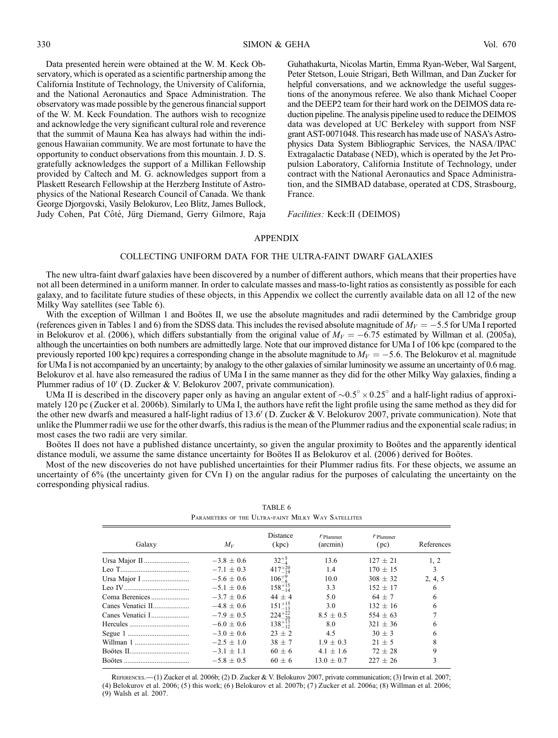Data presented herein were obtained at the W. M. Keck Observatory, which is operated as a scientific partnership among the California Institute of Technology, the University of California, and the National Aeronautics and Space Administration. The observatory was made possible by the generous financial support of the W. M. Keck Foundation. The authors wish to recognize and acknowledge the very significant cultural role and reverence that the summit of Mauna Kea has always had within the indigenous Hawaiian community. We are most fortunate to have the opportunity to conduct observations from this mountain. J. D. S. gratefully acknowledges the support of a Millikan Fellowship provided by Caltech and M. G. acknowledges support from a Plaskett Research Fellowship at the Herzberg Institute of Astrophysics of the National Research Council of Canada. We thank George Djorgovski, Vasily Belokurov, Leo Blitz, James Bullock, Judy Cohen, Pat Côté, Jürg Diemand, Gerry Gilmore, Raja Guhathakurta, Nicolas Martin, Emma Ryan-Weber, Wal Sargent, Peter Stetson, Louie Strigari, Beth Willman, and Dan Zucker for helpful conversations, and we acknowledge the useful suggestions of the anonymous referee. We also thank Michael Cooper and the DEEP2 team for their hard work on the DEIMOS data reduction pipeline. The analysis pipeline used to reduce the DEIMOS data was developed at UC Berkeley with support from NSF grant AST-0071048. This research has made use of NASA's Astrophysics Data System Bibliographic Services, the NASA/IPAC Extragalactic Database (NED), which is operated by the Jet Propulsion Laboratory, California Institute of Technology, under contract with the National Aeronautics and Space Administration, and the SIMBAD database, operated at CDS, Strasbourg, France.

*Facilities:* Keck:II (DEIMOS)

## APPENDIX

### COLLECTING UNIFORM DATA FOR THE ULTRA-FAINT DWARF GALAXIES

The new ultra-faint dwarf galaxies have been discovered by a number of different authors, which means that their properties have not all been determined in a uniform manner. In order to calculate masses and mass-to-light ratios as consistently as possible for each galaxy, and to facilitate future studies of these objects, in this Appendix we collect the currently available data on all 12 of the new Milky Way satellites (see Table 6).

With the exception of Willman 1 and Boötes II, we use the absolute magnitudes and radii determined by the Cambridge group (references given in Tables 1 and 6) from the SDSS data. This includes the revised absolute magnitude of $M_V = -5.5$ for UMa I reported in Belokurov et al. (2006), which differs substantially from the original value of $M_V = -6.75$ estimated by Willman et al. (2005a), although the uncertainties on both numbers are admittedly large. Note that our improved distance for UMa I of 106 kpc (compared to the previously reported 100 kpc) requires a corresponding change in the absolute magnitude to $M_V = -5.6$. The Belokurov et al. magnitude for UMa I is not accompanied by an uncertainty; by analogy to the other galaxies of similar luminosity we assume an uncertainty of 0.6 mag. Belokurov et al. have also remeasured the radius of UMa I in the same manner as they did for the other Milky Way galaxies, finding a Plummer radius of 10′ (D. Zucker & V. Belokurov 2007, private communication).

UMa II is described in the discovery paper only as having an angular extent of $\sim 0.5° \times 0.25°$ and a half-light radius of approximately 120 pc (Zucker et al. 2006b). Similarly to UMa I, the authors have refit the light profile using the same method as they did for the other new dwarfs and measured a half-light radius of 13.6′ (D. Zucker & V. Belokurov 2007, private communication). Note that unlike the Plummer radii we use for the other dwarfs, this radius is the mean of the Plummer radius and the exponential scale radius; in most cases the two radii are very similar.

Boötes II does not have a published distance uncertainty, so given the angular proximity to Boötes and the apparently identical distance moduli, we assume the same distance uncertainty for Boötes II as Belokurov et al. (2006) derived for Boötes.

Most of the new discoveries do not have published uncertainties for their Plummer radius fits. For these objects, we assume an uncertainty of 6% (the uncertainty given for CVn I) on the angular radius for the purposes of calculating the uncertainty on the corresponding physical radius.

TABLE 6
Parameters of the Ultra-faint Milky Way Satellites

| Galaxy | $M_V$ | Distance (kpc) | $r_{\rm Plummer}$ (arcmin) | $r_{\rm Plummer}$ (pc) | References |
|---|---|---|---|---|---|
| Ursa Major II | $-3.8 \pm 0.6$ | $32^{+5}_{-4}$ | 13.6 | $127 \pm 21$ | 1, 2 |
| Leo T | $-7.1 \pm 0.3$ | $417^{+20}_{-19}$ | 1.4 | $170 \pm 15$ | 3 |
| Ursa Major I | $-5.6 \pm 0.6$ | $106^{+9}_{-8}$ | 10.0 | $308 \pm 32$ | 2, 4, 5 |
| Leo IV | $-5.1 \pm 0.6$ | $158^{+15}_{-14}$ | 3.3 | $152 \pm 17$ | 6 |
| Coma Berenices | $-3.7 \pm 0.6$ | $44 \pm 4$ | 5.0 | $64 \pm 7$ | 6 |
| Canes Venatici II | $-4.8 \pm 0.6$ | $151^{+15}_{-13}$ | 3.0 | $132 \pm 16$ | 6 |
| Canes Venatici I | $-7.9 \pm 0.5$ | $224^{+22}_{-20}$ | $8.5 \pm 0.5$ | $554 \pm 63$ | 7 |
| Hercules | $-6.0 \pm 0.6$ | $138^{+13}_{-12}$ | 8.0 | $321 \pm 36$ | 6 |
| Segue 1 | $-3.0 \pm 0.6$ | $23 \pm 2$ | 4.5 | $30 \pm 3$ | 6 |
| Willman 1 | $-2.5 \pm 1.0$ | $38 \pm 7$ | $1.9 \pm 0.3$ | $21 \pm 5$ | 8 |
| Boötes II | $-3.1 \pm 1.1$ | $60 \pm 6$ | $4.1 \pm 1.6$ | $72 \pm 28$ | 9 |
| Boötes | $-5.8 \pm 0.5$ | $60 \pm 6$ | $13.0 \pm 0.7$ | $227 \pm 26$ | 3 |

References.—(1) Zucker et al. 2006b; (2) D. Zucker & V. Belokurov 2007, private communication; (3) Irwin et al. 2007; (4) Belokurov et al. 2006; (5) this work; (6) Belokurov et al. 2007b; (7) Zucker et al. 2006a; (8) Willman et al. 2006; (9) Walsh et al. 2007.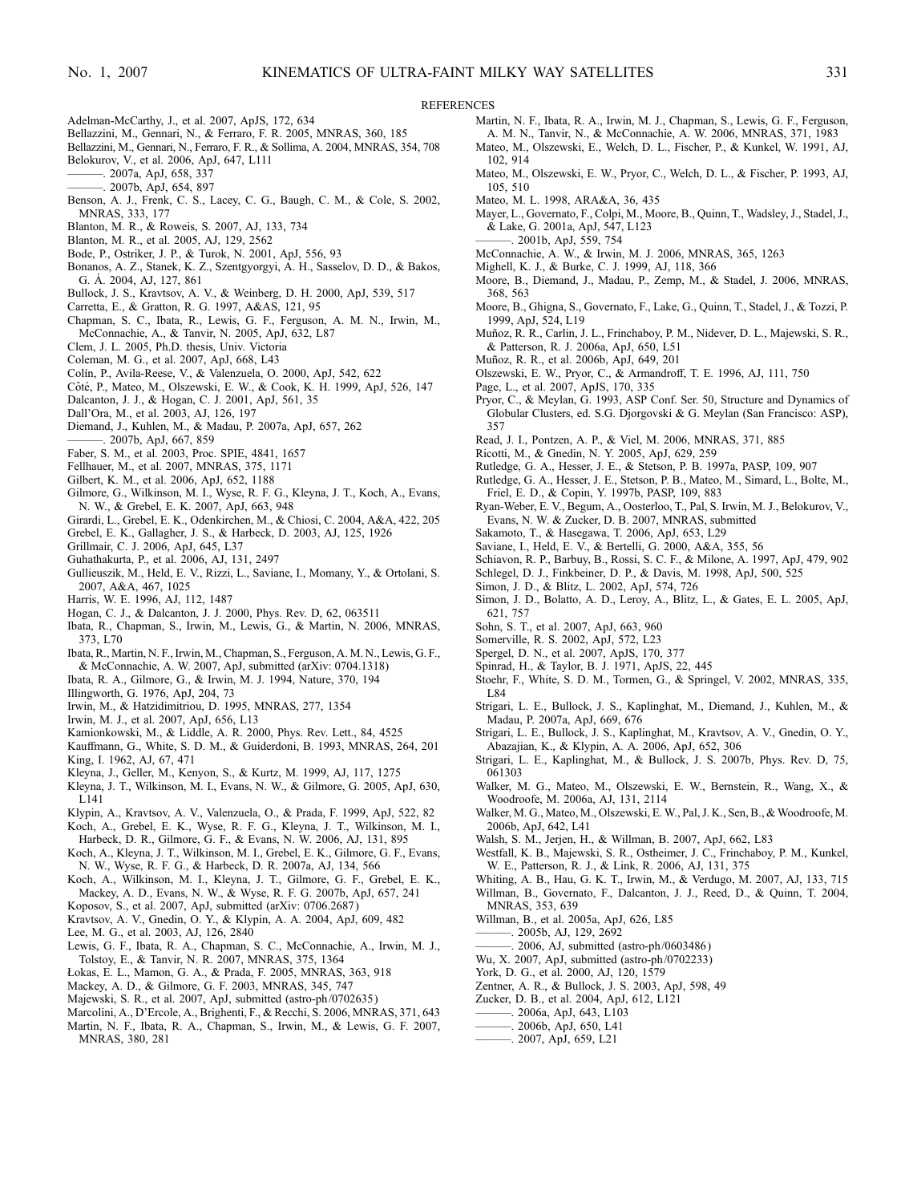## REFERENCES

Adelman-McCarthy, J., et al. 2007, ApJS, 172, 634
Bellazzini, M., Gennari, N., & Ferraro, F. R. 2005, MNRAS, 360, 185
Bellazzini, M., Gennari, N., Ferraro, F. R., & Sollima, A. 2004, MNRAS, 354, 708
Belokurov, V., et al. 2006, ApJ, 647, L111
———. 2007a, ApJ, 658, 337
———. 2007b, ApJ, 654, 897
Benson, A. J., Frenk, C. S., Lacey, C. G., Baugh, C. M., & Cole, S. 2002, MNRAS, 333, 177
Blanton, M. R., & Roweis, S. 2007, AJ, 133, 734
Blanton, M. R., et al. 2005, AJ, 129, 2562
Bode, P., Ostriker, J. P., & Turok, N. 2001, ApJ, 556, 93
Bonanos, A. Z., Stanek, K. Z., Szentgyorgyi, A. H., Sasselov, D. D., & Bakos, G. Á. 2004, AJ, 127, 861
Bullock, J. S., Kravtsov, A. V., & Weinberg, D. H. 2000, ApJ, 539, 517
Carretta, E., & Gratton, R. G. 1997, A&AS, 121, 95
Chapman, S. C., Ibata, R., Lewis, G. F., Ferguson, A. M. N., Irwin, M., McConnachie, A., & Tanvir, N. 2005, ApJ, 632, L87
Clem, J. L. 2005, Ph.D. thesis, Univ. Victoria
Coleman, M. G., et al. 2007, ApJ, 668, L43
Colín, P., Avila-Reese, V., & Valenzuela, O. 2000, ApJ, 542, 622
Côté, P., Mateo, M., Olszewski, E. W., & Cook, K. H. 1999, ApJ, 526, 147
Dalcanton, J. J., & Hogan, C. J. 2001, ApJ, 561, 35
Dall'Ora, M., et al. 2003, AJ, 126, 197
Diemand, J., Kuhlen, M., & Madau, P. 2007a, ApJ, 657, 262
———. 2007b, ApJ, 667, 859
Faber, S. M., et al. 2003, Proc. SPIE, 4841, 1657
Fellhauer, M., et al. 2007, MNRAS, 375, 1171
Gilbert, K. M., et al. 2006, ApJ, 652, 1188
Gilmore, G., Wilkinson, M. I., Wyse, R. F. G., Kleyna, J. T., Koch, A., Evans, N. W., & Grebel, E. K. 2007, ApJ, 663, 948
Girardi, L., Grebel, E. K., Odenkirchen, M., & Chiosi, C. 2004, A&A, 422, 205
Grebel, E. K., Gallagher, J. S., & Harbeck, D. 2003, AJ, 125, 1926
Grillmair, C. J. 2006, ApJ, 645, L37
Guhathakurta, P., et al. 2006, AJ, 131, 2497
Gullieuszik, M., Held, E. V., Rizzi, L., Saviane, I., Momany, Y., & Ortolani, S. 2007, A&A, 467, 1025
Harris, W. E. 1996, AJ, 112, 1487
Hogan, C. J., & Dalcanton, J. J. 2000, Phys. Rev. D, 62, 063511
Ibata, R., Chapman, S., Irwin, M., Lewis, G., & Martin, N. 2006, MNRAS, 373, L70
Ibata, R., Martin, N. F., Irwin, M., Chapman, S., Ferguson, A. M. N., Lewis, G. F., & McConnachie, A. W. 2007, ApJ, submitted (arXiv: 0704.1318)
Ibata, R. A., Gilmore, G., & Irwin, M. J. 1994, Nature, 370, 194
Illingworth, G. 1976, ApJ, 204, 73
Irwin, M., & Hatzidimitriou, D. 1995, MNRAS, 277, 1354
Irwin, M. J., et al. 2007, ApJ, 656, L13
Kamionkowski, M., & Liddle, A. R. 2000, Phys. Rev. Lett., 84, 4525
Kauffmann, G., White, S. D. M., & Guiderdoni, B. 1993, MNRAS, 264, 201
King, I. 1962, AJ, 67, 471
Kleyna, J., Geller, M., Kenyon, S., & Kurtz, M. 1999, AJ, 117, 1275
Kleyna, J. T., Wilkinson, M. I., Evans, N. W., & Gilmore, G. 2005, ApJ, 630, L141
Klypin, A., Kravtsov, A. V., Valenzuela, O., & Prada, F. 1999, ApJ, 522, 82
Koch, A., Grebel, E. K., Wyse, R. F. G., Kleyna, J. T., Wilkinson, M. I., Harbeck, D. R., Gilmore, G. F., & Evans, N. W. 2006, AJ, 131, 895
Koch, A., Kleyna, J. T., Wilkinson, M. I., Grebel, E. K., Gilmore, G. F., Evans, N. W., Wyse, R. F. G., & Harbeck, D. R. 2007a, AJ, 134, 566
Koch, A., Wilkinson, M. I., Kleyna, J. T., Gilmore, G. F., Grebel, E. K., Mackey, A. D., Evans, N. W., & Wyse, R. F. G. 2007b, ApJ, 657, 241
Koposov, S., et al. 2007, ApJ, submitted (arXiv: 0706.2687)
Kravtsov, A. V., Gnedin, O. Y., & Klypin, A. A. 2004, ApJ, 609, 482
Lee, M. G., et al. 2003, AJ, 126, 2840
Lewis, G. F., Ibata, R. A., Chapman, S. C., McConnachie, A., Irwin, M. J., Tolstoy, E., & Tanvir, N. R. 2007, MNRAS, 375, 1364
Łokas, E. L., Mamon, G. A., & Prada, F. 2005, MNRAS, 363, 918
Mackey, A. D., & Gilmore, G. F. 2003, MNRAS, 345, 747
Majewski, S. R., et al. 2007, ApJ, submitted (astro-ph/0702635)
Marcolini, A., D'Ercole, A., Brighenti, F., & Recchi, S. 2006, MNRAS, 371, 643
Martin, N. F., Ibata, R. A., Chapman, S., Irwin, M., & Lewis, G. F. 2007, MNRAS, 380, 281
Martin, N. F., Ibata, R. A., Irwin, M. J., Chapman, S., Lewis, G. F., Ferguson, A. M. N., Tanvir, N., & McConnachie, A. W. 2006, MNRAS, 371, 1983
Mateo, M., Olszewski, E., Welch, D. L., Fischer, P., & Kunkel, W. 1991, AJ, 102, 914
Mateo, M., Olszewski, E. W., Pryor, C., Welch, D. L., & Fischer, P. 1993, AJ, 105, 510
Mateo, M. L. 1998, ARA&A, 36, 435
Mayer, L., Governato, F., Colpi, M., Moore, B., Quinn, T., Wadsley, J., Stadel, J., & Lake, G. 2001a, ApJ, 547, L123
———. 2001b, ApJ, 559, 754
McConnachie, A. W., & Irwin, M. J. 2006, MNRAS, 365, 1263
Mighell, K. J., & Burke, C. J. 1999, AJ, 118, 366
Moore, B., Diemand, J., Madau, P., Zemp, M., & Stadel, J. 2006, MNRAS, 368, 563
Moore, B., Ghigna, S., Governato, F., Lake, G., Quinn, T., Stadel, J., & Tozzi, P. 1999, ApJ, 524, L19
Muñoz, R. R., Carlin, J. L., Frinchaboy, P. M., Nidever, D. L., Majewski, S. R., & Patterson, R. J. 2006a, ApJ, 650, L51
Muñoz, R. R., et al. 2006b, ApJ, 649, 201
Olszewski, E. W., Pryor, C., & Armandroff, T. E. 1996, AJ, 111, 750
Page, L., et al. 2007, ApJS, 170, 335
Pryor, C., & Meylan, G. 1993, ASP Conf. Ser. 50, Structure and Dynamics of Globular Clusters, ed. S.G. Djorgovski & G. Meylan (San Francisco: ASP), 357
Read, J. I., Pontzen, A. P., & Viel, M. 2006, MNRAS, 371, 885
Ricotti, M., & Gnedin, N. Y. 2005, ApJ, 629, 259
Rutledge, G. A., Hesser, J. E., & Stetson, P. B. 1997a, PASP, 109, 907
Rutledge, G. A., Hesser, J. E., Stetson, P. B., Mateo, M., Simard, L., Bolte, M., Friel, E. D., & Copin, Y. 1997b, PASP, 109, 883
Ryan-Weber, E. V., Begum, A., Oosterloo, T., Pal, S. Irwin, M. J., Belokurov, V., Evans, N. W. & Zucker, D. B. 2007, MNRAS, submitted
Sakamoto, T., & Hasegawa, T. 2006, ApJ, 653, L29
Saviane, I., Held, E. V., & Bertelli, G. 2000, A&A, 355, 56
Schiavon, R. P., Barbuy, B., Rossi, S. C. F., & Milone, A. 1997, ApJ, 479, 902
Schlegel, D. J., Finkbeiner, D. P., & Davis, M. 1998, ApJ, 500, 525
Simon, J. D., & Blitz, L. 2002, ApJ, 574, 726
Simon, J. D., Bolatto, A. D., Leroy, A., Blitz, L., & Gates, E. L. 2005, ApJ, 621, 757
Sohn, S. T., et al. 2007, ApJ, 663, 960
Somerville, R. S. 2002, ApJ, 572, L23
Spergel, D. N., et al. 2007, ApJS, 170, 377
Spinrad, H., & Taylor, B. J. 1971, ApJS, 22, 445
Stoehr, F., White, S. D. M., Tormen, G., & Springel, V. 2002, MNRAS, 335, L84
Strigari, L. E., Bullock, J. S., Kaplinghat, M., Diemand, J., Kuhlen, M., & Madau, P. 2007a, ApJ, 669, 676
Strigari, L. E., Bullock, J. S., Kaplinghat, M., Kravtsov, A. V., Gnedin, O. Y., Abazajian, K., & Klypin, A. A. 2006, ApJ, 652, 306
Strigari, L. E., Kaplinghat, M., & Bullock, J. S. 2007b, Phys. Rev. D, 75, 061303
Walker, M. G., Mateo, M., Olszewski, E. W., Bernstein, R., Wang, X., & Woodroofe, M. 2006a, AJ, 131, 2114
Walker, M. G., Mateo, M., Olszewski, E. W., Pal, J. K., Sen, B., & Woodroofe, M. 2006b, ApJ, 642, L41
Walsh, S. M., Jerjen, H., & Willman, B. 2007, ApJ, 662, L83
Westfall, K. B., Majewski, S. R., Ostheimer, J. C., Frinchaboy, P. M., Kunkel, W. E., Patterson, R. J., & Link, R. 2006, AJ, 131, 375
Whiting, A. B., Hau, G. K. T., Irwin, M., & Verdugo, M. 2007, AJ, 133, 715
Willman, B., Governato, F., Dalcanton, J. J., Reed, D., & Quinn, T. 2004, MNRAS, 353, 639
Willman, B., et al. 2005a, ApJ, 626, L85
———. 2005b, AJ, 129, 2692
———. 2006, AJ, submitted (astro-ph/0603486)
Wu, X. 2007, ApJ, submitted (astro-ph/0702233)
York, D. G., et al. 2000, AJ, 120, 1579
Zentner, A. R., & Bullock, J. S. 2003, ApJ, 598, 49
Zucker, D. B., et al. 2004, ApJ, 612, L121
———. 2006a, ApJ, 643, L103
———. 2006b, ApJ, 650, L41
———. 2007, ApJ, 659, L21